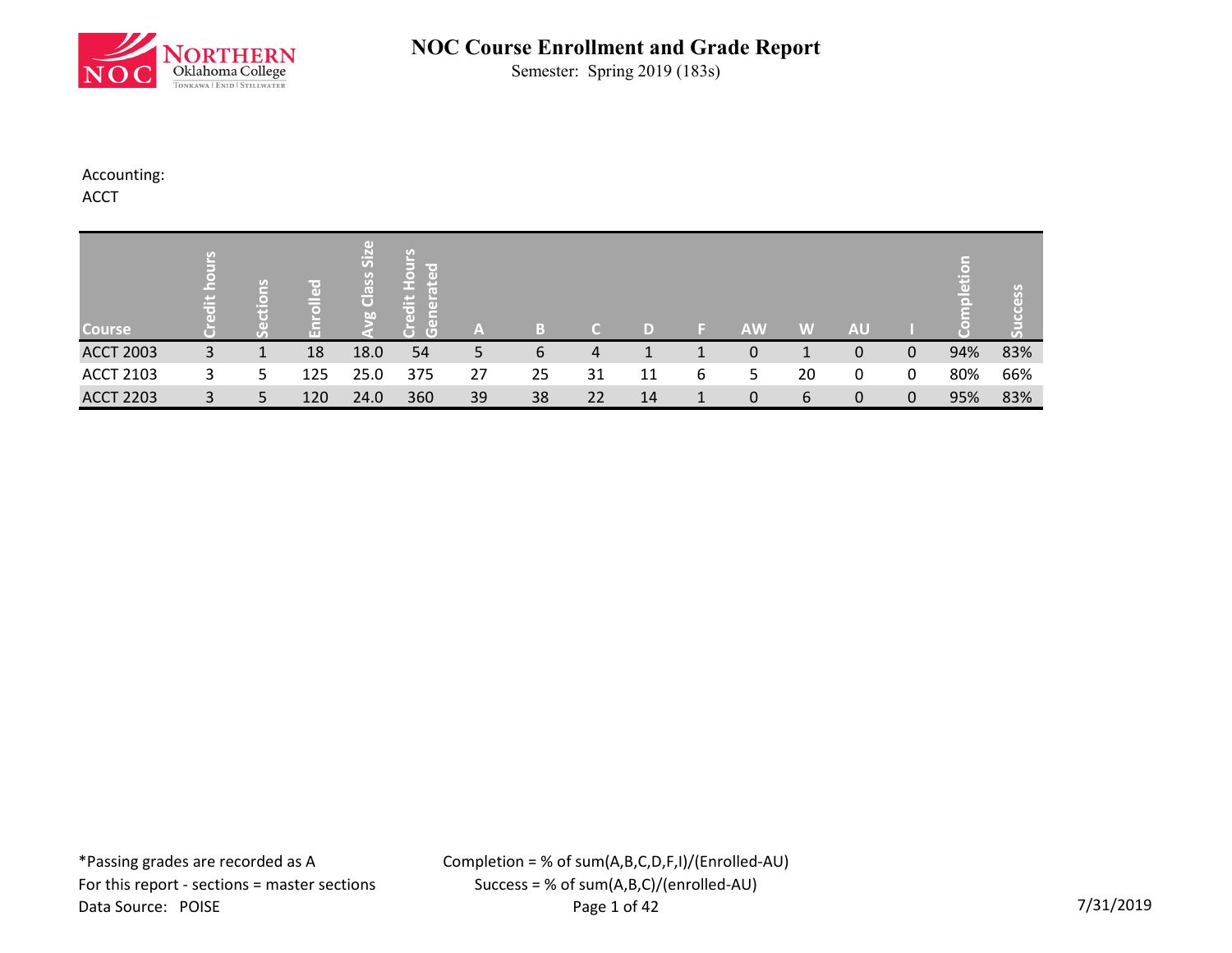# NOC Course Enrollment and Grade Report

Semester: Spring 2019 (183s)

Accounting:
ACCT

| Course | Credit hours | Sections | Enrolled | Avg Class Size | Credit Hours Generated | A | B | C | D | F | AW | W | AU | I | Completion | Success |
|---|---|---|---|---|---|---|---|---|---|---|---|---|---|---|---|---|
| ACCT 2003 | 3 | 1 | 18 | 18.0 | 54 | 5 | 6 | 4 | 1 | 1 | 0 | 1 | 0 | 0 | 94% | 83% |
| ACCT 2103 | 3 | 5 | 125 | 25.0 | 375 | 27 | 25 | 31 | 11 | 6 | 5 | 20 | 0 | 0 | 80% | 66% |
| ACCT 2203 | 3 | 5 | 120 | 24.0 | 360 | 39 | 38 | 22 | 14 | 1 | 0 | 6 | 0 | 0 | 95% | 83% |

*Passing grades are recorded as A
For this report - sections = master sections
Data Source: POISE

Completion = % of sum(A,B,C,D,F,I)/(Enrolled-AU)
Success = % of sum(A,B,C)/(enrolled-AU)

7/31/2019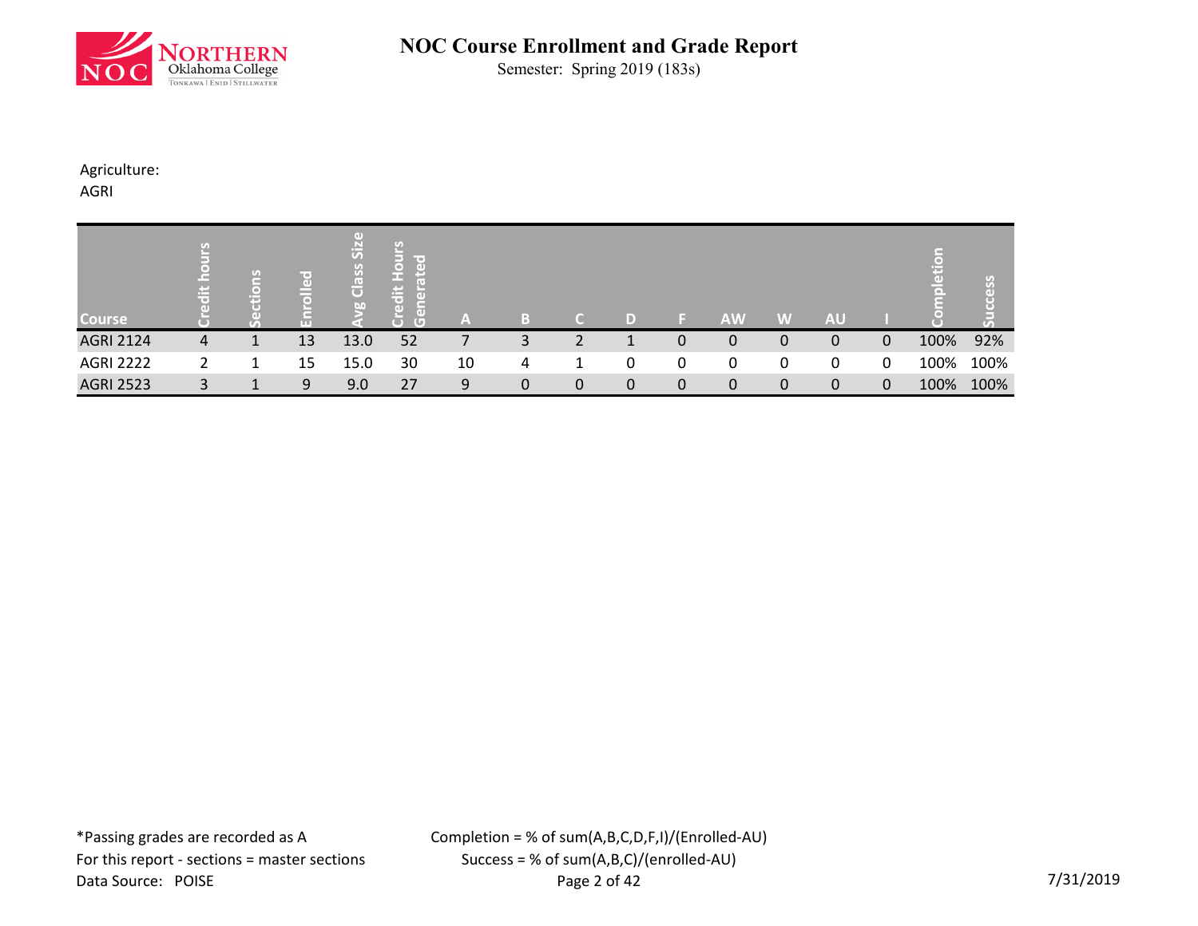# NOC Course Enrollment and Grade Report

Semester: Spring 2019 (183s)

Agriculture:
AGRI

| Course | Credit hours | Sections | Enrolled | Avg Class Size | Credit Hours Generated | A | B | C | D | F | AW | W | AU | I | Completion | Success |
|---|---|---|---|---|---|---|---|---|---|---|---|---|---|---|---|---|
| AGRI 2124 | 4 | 1 | 13 | 13.0 | 52 | 7 | 3 | 2 | 1 | 0 | 0 | 0 | 0 | 0 | 100% | 92% |
| AGRI 2222 | 2 | 1 | 15 | 15.0 | 30 | 10 | 4 | 1 | 0 | 0 | 0 | 0 | 0 | 0 | 100% | 100% |
| AGRI 2523 | 3 | 1 | 9 | 9.0 | 27 | 9 | 0 | 0 | 0 | 0 | 0 | 0 | 0 | 0 | 100% | 100% |

*Passing grades are recorded as A
For this report - sections = master sections
Data Source: POISE

Completion = % of sum(A,B,C,D,F,I)/(Enrolled-AU)
Success = % of sum(A,B,C)/(enrolled-AU)

7/31/2019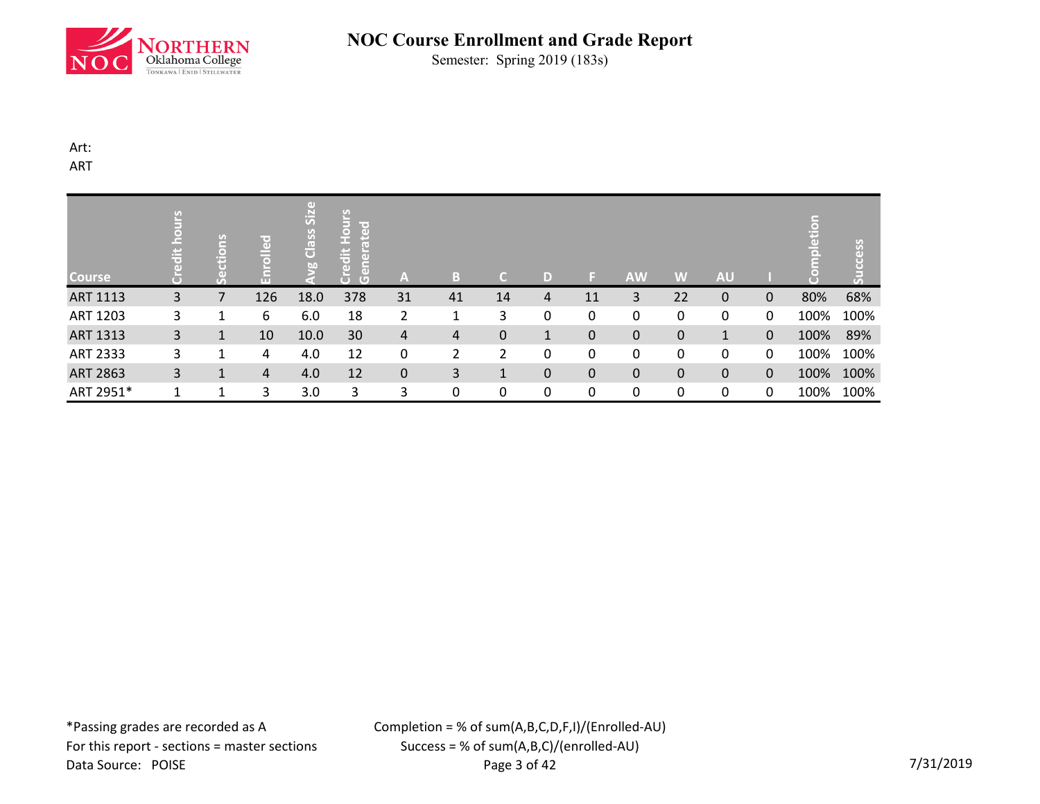# NOC Course Enrollment and Grade Report

Semester: Spring 2019 (183s)

Art:
ART

| Course | Credit hours | Sections | Enrolled | Avg Class Size | Credit Hours Generated | A | B | C | D | F | AW | W | AU | I | Completion | Success |
|---|---|---|---|---|---|---|---|---|---|---|---|---|---|---|---|---|
| ART 1113 | 3 | 7 | 126 | 18.0 | 378 | 31 | 41 | 14 | 4 | 11 | 3 | 22 | 0 | 0 | 80% | 68% |
| ART 1203 | 3 | 1 | 6 | 6.0 | 18 | 2 | 1 | 3 | 0 | 0 | 0 | 0 | 0 | 0 | 100% | 100% |
| ART 1313 | 3 | 1 | 10 | 10.0 | 30 | 4 | 4 | 0 | 1 | 0 | 0 | 0 | 1 | 0 | 100% | 89% |
| ART 2333 | 3 | 1 | 4 | 4.0 | 12 | 0 | 2 | 2 | 0 | 0 | 0 | 0 | 0 | 0 | 100% | 100% |
| ART 2863 | 3 | 1 | 4 | 4.0 | 12 | 0 | 3 | 1 | 0 | 0 | 0 | 0 | 0 | 0 | 100% | 100% |
| ART 2951* | 1 | 1 | 3 | 3.0 | 3 | 3 | 0 | 0 | 0 | 0 | 0 | 0 | 0 | 0 | 100% | 100% |

*Passing grades are recorded as A
For this report - sections = master sections
Data Source: POISE

Completion = % of sum(A,B,C,D,F,I)/(Enrolled-AU)
Success = % of sum(A,B,C)/(enrolled-AU)

7/31/2019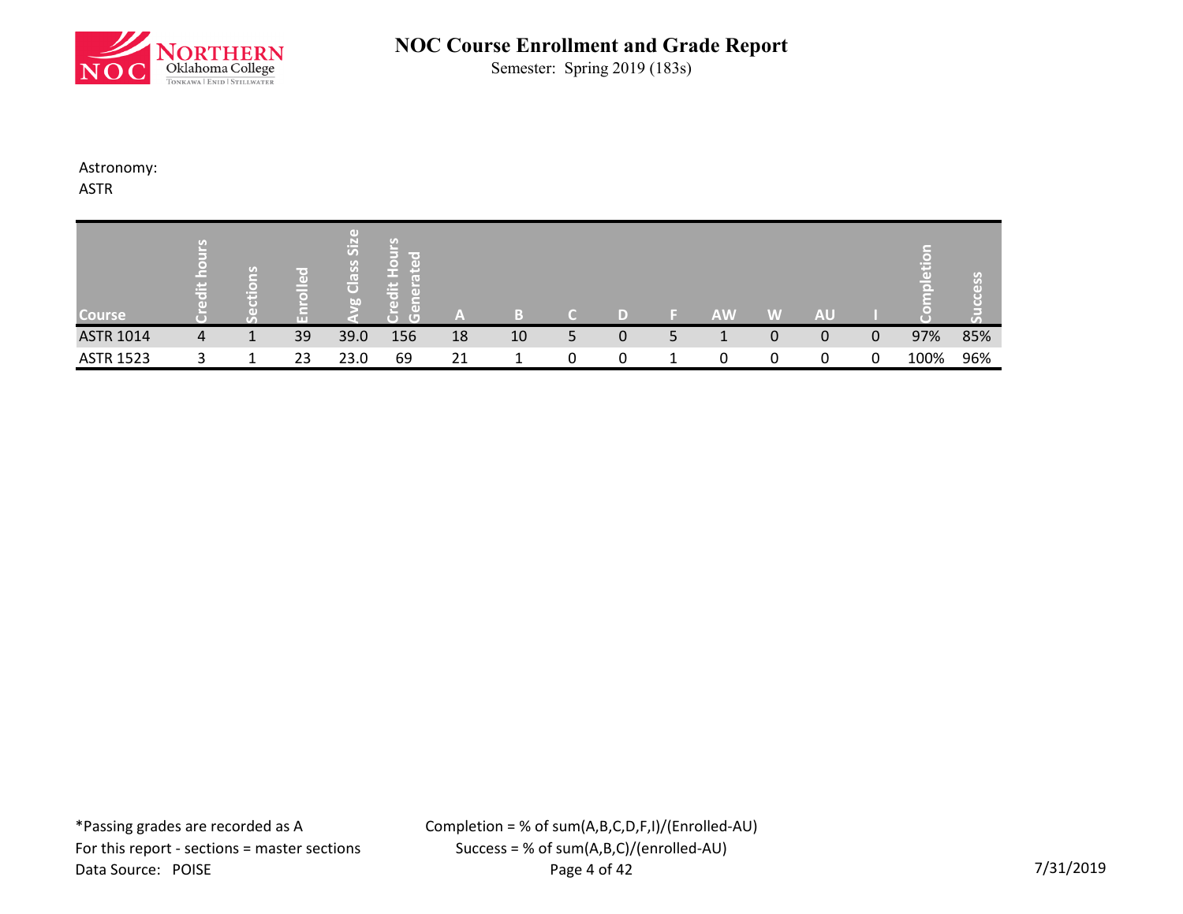# NOC Course Enrollment and Grade Report

Semester: Spring 2019 (183s)

Astronomy:
ASTR

| Course | Credit hours | Sections | Enrolled | Avg Class Size | Credit Hours Generated | A | B | C | D | F | AW | W | AU | I | Completion | Success |
|---|---|---|---|---|---|---|---|---|---|---|---|---|---|---|---|---|
| ASTR 1014 | 4 | 1 | 39 | 39.0 | 156 | 18 | 10 | 5 | 0 | 5 | 1 | 0 | 0 | 0 | 97% | 85% |
| ASTR 1523 | 3 | 1 | 23 | 23.0 | 69 | 21 | 1 | 0 | 0 | 1 | 0 | 0 | 0 | 0 | 100% | 96% |

*Passing grades are recorded as A
For this report - sections = master sections
Data Source: POISE

Completion = % of sum(A,B,C,D,F,I)/(Enrolled-AU)
Success = % of sum(A,B,C)/(enrolled-AU)

7/31/2019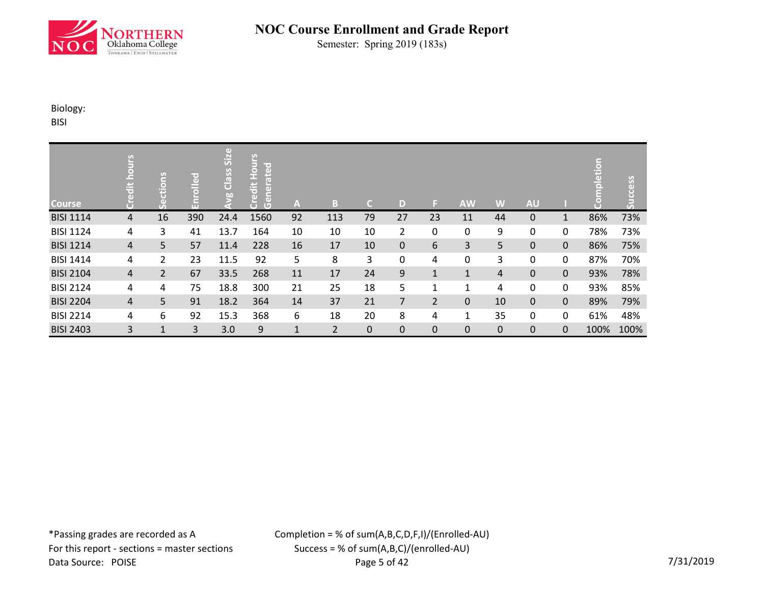# NOC Course Enrollment and Grade Report

Semester: Spring 2019 (183s)

Biology:
BISI

| Course | Credit hours | Sections | Enrolled | Avg Class Size | Credit Hours Generated | A | B | C | D | F | AW | W | AU | I | Completion | Success |
|---|---|---|---|---|---|---|---|---|---|---|---|---|---|---|---|---|
| BISI 1114 | 4 | 16 | 390 | 24.4 | 1560 | 92 | 113 | 79 | 27 | 23 | 11 | 44 | 0 | 1 | 86% | 73% |
| BISI 1124 | 4 | 3 | 41 | 13.7 | 164 | 10 | 10 | 10 | 2 | 0 | 0 | 9 | 0 | 0 | 78% | 73% |
| BISI 1214 | 4 | 5 | 57 | 11.4 | 228 | 16 | 17 | 10 | 0 | 6 | 3 | 5 | 0 | 0 | 86% | 75% |
| BISI 1414 | 4 | 2 | 23 | 11.5 | 92 | 5 | 8 | 3 | 0 | 4 | 0 | 3 | 0 | 0 | 87% | 70% |
| BISI 2104 | 4 | 2 | 67 | 33.5 | 268 | 11 | 17 | 24 | 9 | 1 | 1 | 4 | 0 | 0 | 93% | 78% |
| BISI 2124 | 4 | 4 | 75 | 18.8 | 300 | 21 | 25 | 18 | 5 | 1 | 1 | 4 | 0 | 0 | 93% | 85% |
| BISI 2204 | 4 | 5 | 91 | 18.2 | 364 | 14 | 37 | 21 | 7 | 2 | 0 | 10 | 0 | 0 | 89% | 79% |
| BISI 2214 | 4 | 6 | 92 | 15.3 | 368 | 6 | 18 | 20 | 8 | 4 | 1 | 35 | 0 | 0 | 61% | 48% |
| BISI 2403 | 3 | 1 | 3 | 3.0 | 9 | 1 | 2 | 0 | 0 | 0 | 0 | 0 | 0 | 0 | 100% | 100% |

*Passing grades are recorded as A
For this report - sections = master sections
Data Source: POISE

Completion = % of sum(A,B,C,D,F,I)/(Enrolled-AU)
Success = % of sum(A,B,C)/(enrolled-AU)

7/31/2019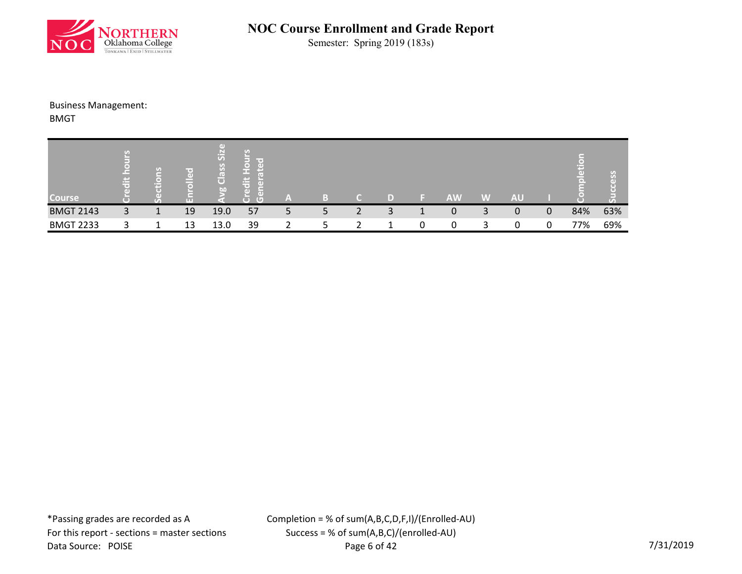# NOC Course Enrollment and Grade Report

Semester: Spring 2019 (183s)

Business Management:
BMGT

| Course | Credit hours | Sections | Enrolled | Avg Class Size | Credit Hours Generated | A | B | C | D | F | AW | W | AU | I | Completion | Success |
|---|---|---|---|---|---|---|---|---|---|---|---|---|---|---|---|---|
| BMGT 2143 | 3 | 1 | 19 | 19.0 | 57 | 5 | 5 | 2 | 3 | 1 | 0 | 3 | 0 | 0 | 84% | 63% |
| BMGT 2233 | 3 | 1 | 13 | 13.0 | 39 | 2 | 5 | 2 | 1 | 0 | 0 | 3 | 0 | 0 | 77% | 69% |

*Passing grades are recorded as A
For this report - sections = master sections
Data Source: POISE

Completion = % of sum(A,B,C,D,F,I)/(Enrolled-AU)
Success = % of sum(A,B,C)/(enrolled-AU)

7/31/2019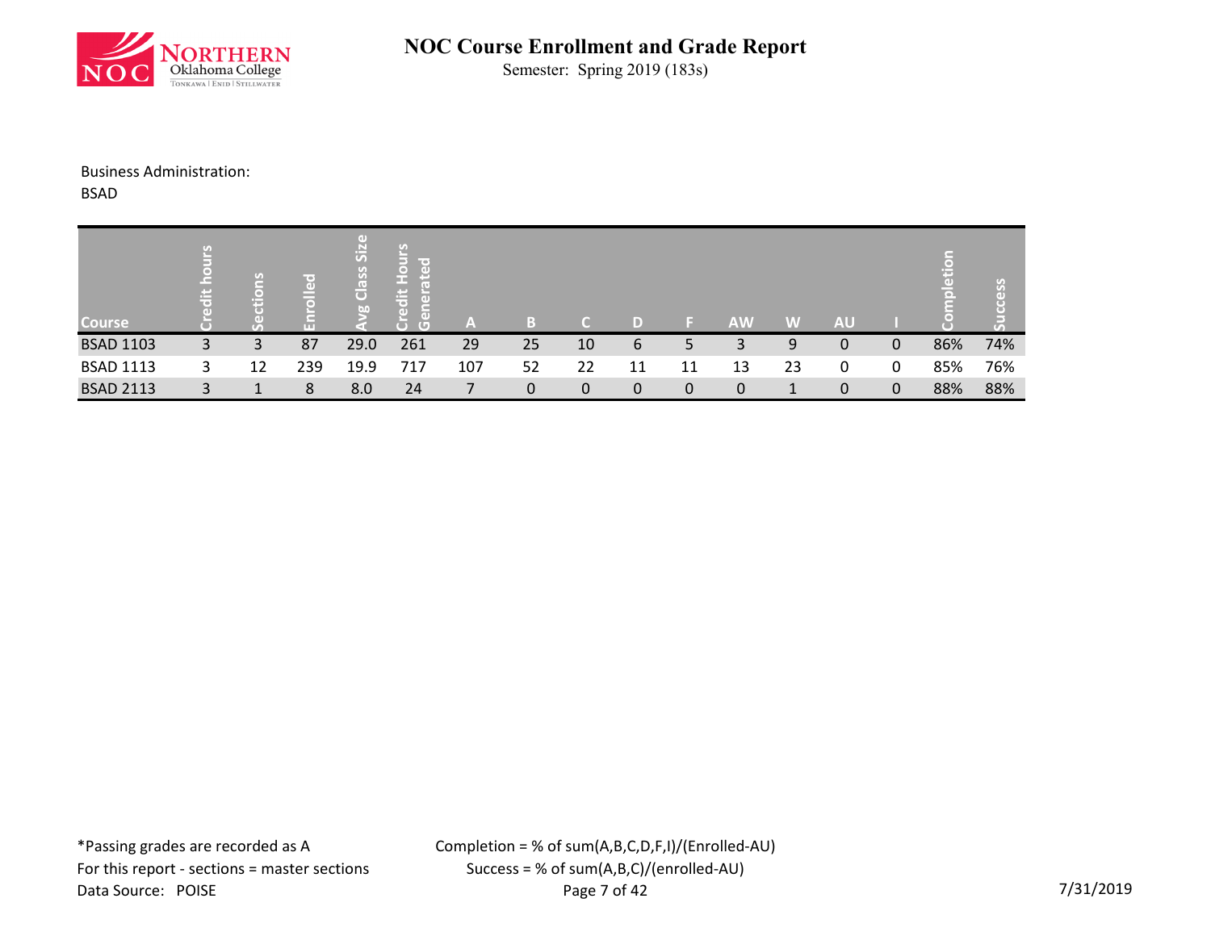# NOC Course Enrollment and Grade Report

Semester: Spring 2019 (183s)

Business Administration:

BSAD

| Course | Credit hours | Sections | Enrolled | Avg Class Size | Credit Hours Generated | A | B | C | D | F | AW | W | AU | I | Completion | Success |
|---|---|---|---|---|---|---|---|---|---|---|---|---|---|---|---|---|
| BSAD 1103 | 3 | 3 | 87 | 29.0 | 261 | 29 | 25 | 10 | 6 | 5 | 3 | 9 | 0 | 0 | 86% | 74% |
| BSAD 1113 | 3 | 12 | 239 | 19.9 | 717 | 107 | 52 | 22 | 11 | 11 | 13 | 23 | 0 | 0 | 85% | 76% |
| BSAD 2113 | 3 | 1 | 8 | 8.0 | 24 | 7 | 0 | 0 | 0 | 0 | 0 | 1 | 0 | 0 | 88% | 88% |

*Passing grades are recorded as A

For this report - sections = master sections

Data Source: POISE

Completion = % of sum(A,B,C,D,F,I)/(Enrolled-AU)

Success = % of sum(A,B,C)/(enrolled-AU)

7/31/2019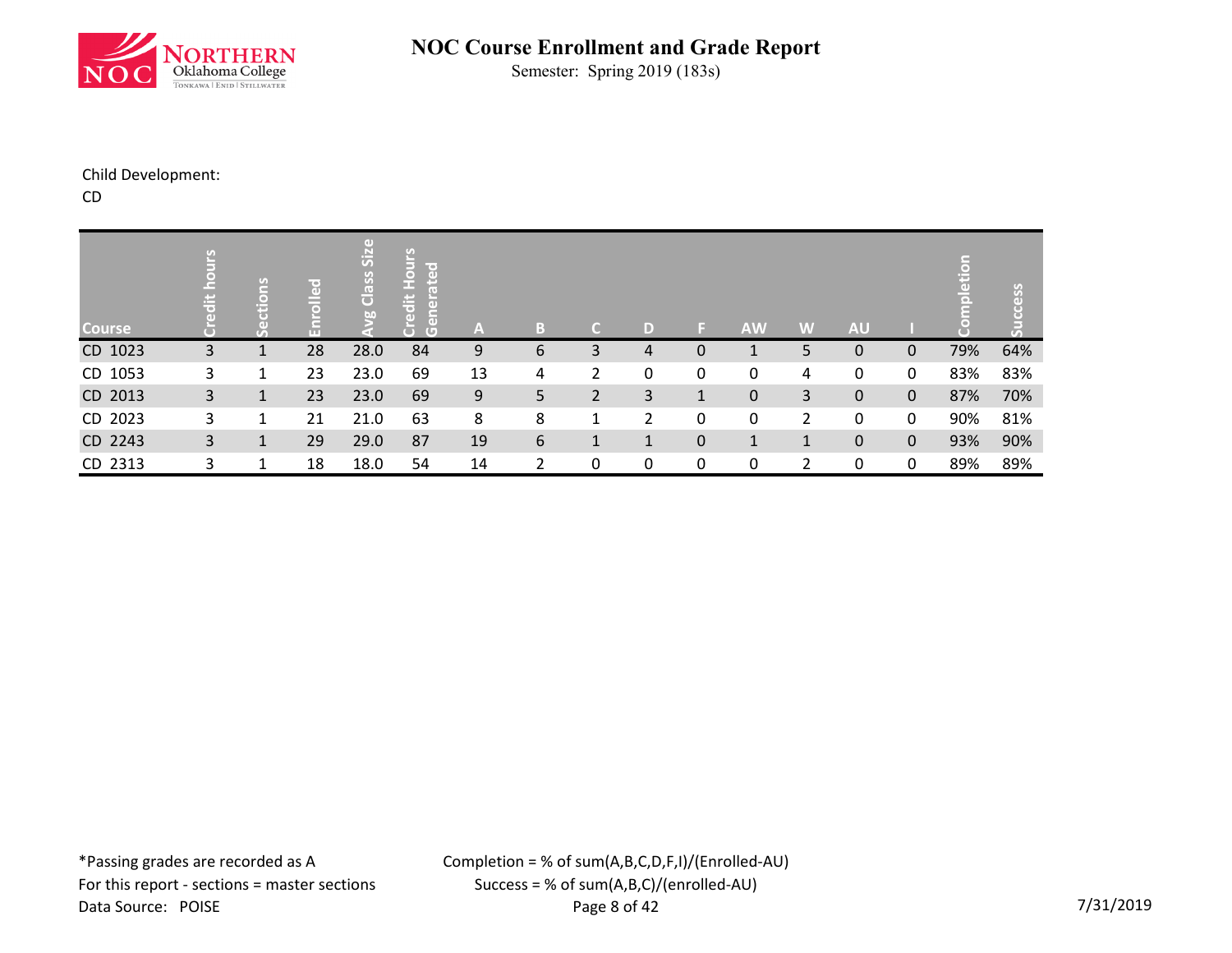# NOC Course Enrollment and Grade Report

Semester: Spring 2019 (183s)

Child Development:

CD

| Course | Credit hours | Sections | Enrolled | Avg Class Size | Credit Hours Generated | A | B | C | D | F | AW | W | AU | I | Completion | Success |
|---|---|---|---|---|---|---|---|---|---|---|---|---|---|---|---|---|
| CD 1023 | 3 | 1 | 28 | 28.0 | 84 | 9 | 6 | 3 | 4 | 0 | 1 | 5 | 0 | 0 | 79% | 64% |
| CD 1053 | 3 | 1 | 23 | 23.0 | 69 | 13 | 4 | 2 | 0 | 0 | 0 | 4 | 0 | 0 | 83% | 83% |
| CD 2013 | 3 | 1 | 23 | 23.0 | 69 | 9 | 5 | 2 | 3 | 1 | 0 | 3 | 0 | 0 | 87% | 70% |
| CD 2023 | 3 | 1 | 21 | 21.0 | 63 | 8 | 8 | 1 | 2 | 0 | 0 | 2 | 0 | 0 | 90% | 81% |
| CD 2243 | 3 | 1 | 29 | 29.0 | 87 | 19 | 6 | 1 | 1 | 0 | 1 | 1 | 0 | 0 | 93% | 90% |
| CD 2313 | 3 | 1 | 18 | 18.0 | 54 | 14 | 2 | 0 | 0 | 0 | 0 | 2 | 0 | 0 | 89% | 89% |

*Passing grades are recorded as A

For this report - sections = master sections

Data Source: POISE

Completion = % of sum(A,B,C,D,F,I)/(Enrolled-AU)

Success = % of sum(A,B,C)/(enrolled-AU)

7/31/2019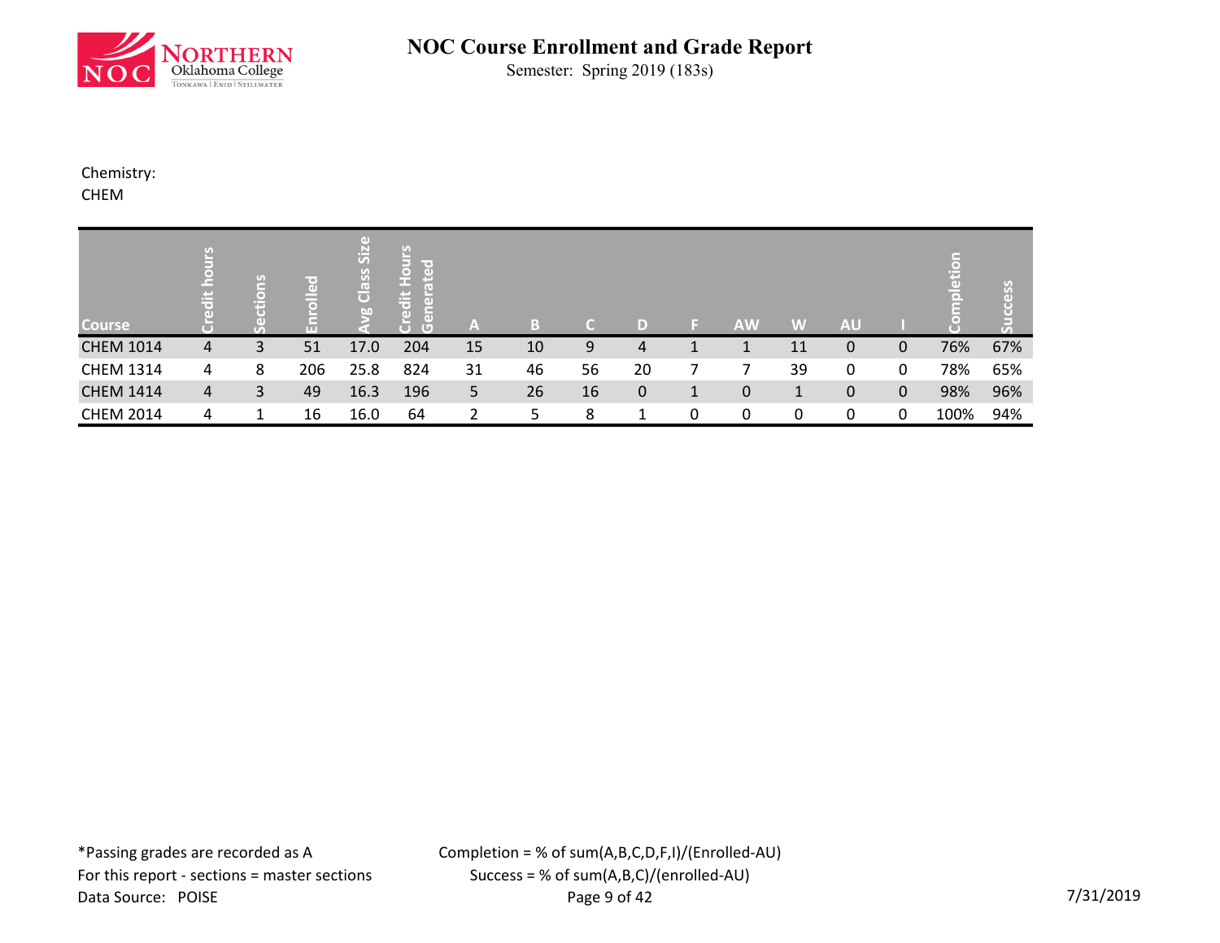# NOC Course Enrollment and Grade Report

Semester: Spring 2019 (183s)

Chemistry:
CHEM

| Course | Credit hours | Sections | Enrolled | Avg Class Size | Credit Hours Generated | A | B | C | D | F | AW | W | AU | I | Completion | Success |
|---|---|---|---|---|---|---|---|---|---|---|---|---|---|---|---|---|
| CHEM 1014 | 4 | 3 | 51 | 17.0 | 204 | 15 | 10 | 9 | 4 | 1 | 1 | 11 | 0 | 0 | 76% | 67% |
| CHEM 1314 | 4 | 8 | 206 | 25.8 | 824 | 31 | 46 | 56 | 20 | 7 | 7 | 39 | 0 | 0 | 78% | 65% |
| CHEM 1414 | 4 | 3 | 49 | 16.3 | 196 | 5 | 26 | 16 | 0 | 1 | 0 | 1 | 0 | 0 | 98% | 96% |
| CHEM 2014 | 4 | 1 | 16 | 16.0 | 64 | 2 | 5 | 8 | 1 | 0 | 0 | 0 | 0 | 0 | 100% | 94% |

*Passing grades are recorded as A

For this report - sections = master sections

Data Source: POISE

Completion = % of sum(A,B,C,D,F,I)/(Enrolled-AU)

Success = % of sum(A,B,C)/(enrolled-AU)

7/31/2019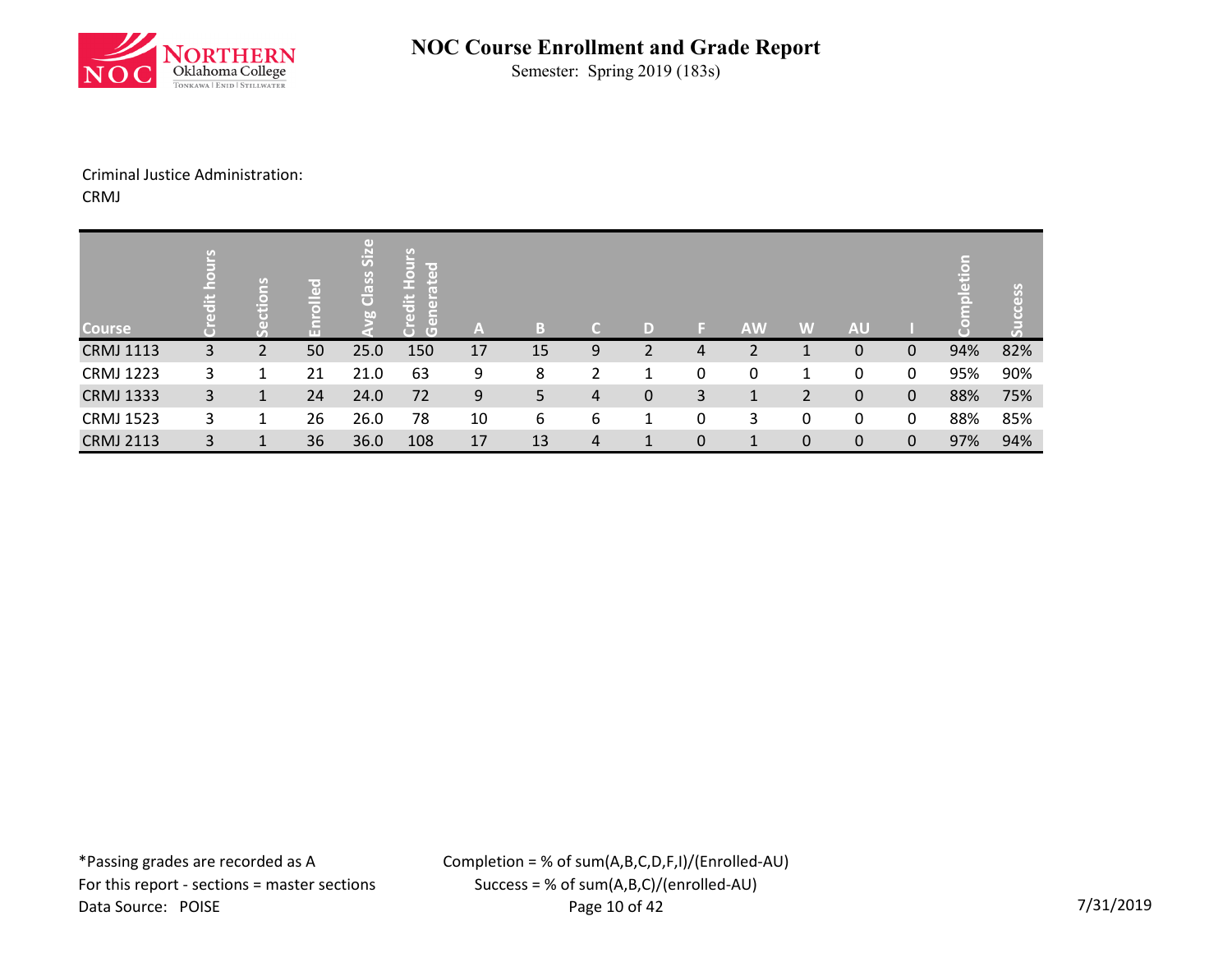# NOC Course Enrollment and Grade Report

Semester: Spring 2019 (183s)

Criminal Justice Administration:
CRMJ

| Course | Credit hours | Sections | Enrolled | Avg Class Size | Credit Hours Generated | A | B | C | D | F | AW | W | AU | I | Completion | Success |
|---|---|---|---|---|---|---|---|---|---|---|---|---|---|---|---|---|
| CRMJ 1113 | 3 | 2 | 50 | 25.0 | 150 | 17 | 15 | 9 | 2 | 4 | 2 | 1 | 0 | 0 | 94% | 82% |
| CRMJ 1223 | 3 | 1 | 21 | 21.0 | 63 | 9 | 8 | 2 | 1 | 0 | 0 | 1 | 0 | 0 | 95% | 90% |
| CRMJ 1333 | 3 | 1 | 24 | 24.0 | 72 | 9 | 5 | 4 | 0 | 3 | 1 | 2 | 0 | 0 | 88% | 75% |
| CRMJ 1523 | 3 | 1 | 26 | 26.0 | 78 | 10 | 6 | 6 | 1 | 0 | 3 | 0 | 0 | 0 | 88% | 85% |
| CRMJ 2113 | 3 | 1 | 36 | 36.0 | 108 | 17 | 13 | 4 | 1 | 0 | 1 | 0 | 0 | 0 | 97% | 94% |

*Passing grades are recorded as A
For this report - sections = master sections
Data Source: POISE

Completion = % of sum(A,B,C,D,F,I)/(Enrolled-AU)
Success = % of sum(A,B,C)/(enrolled-AU)

7/31/2019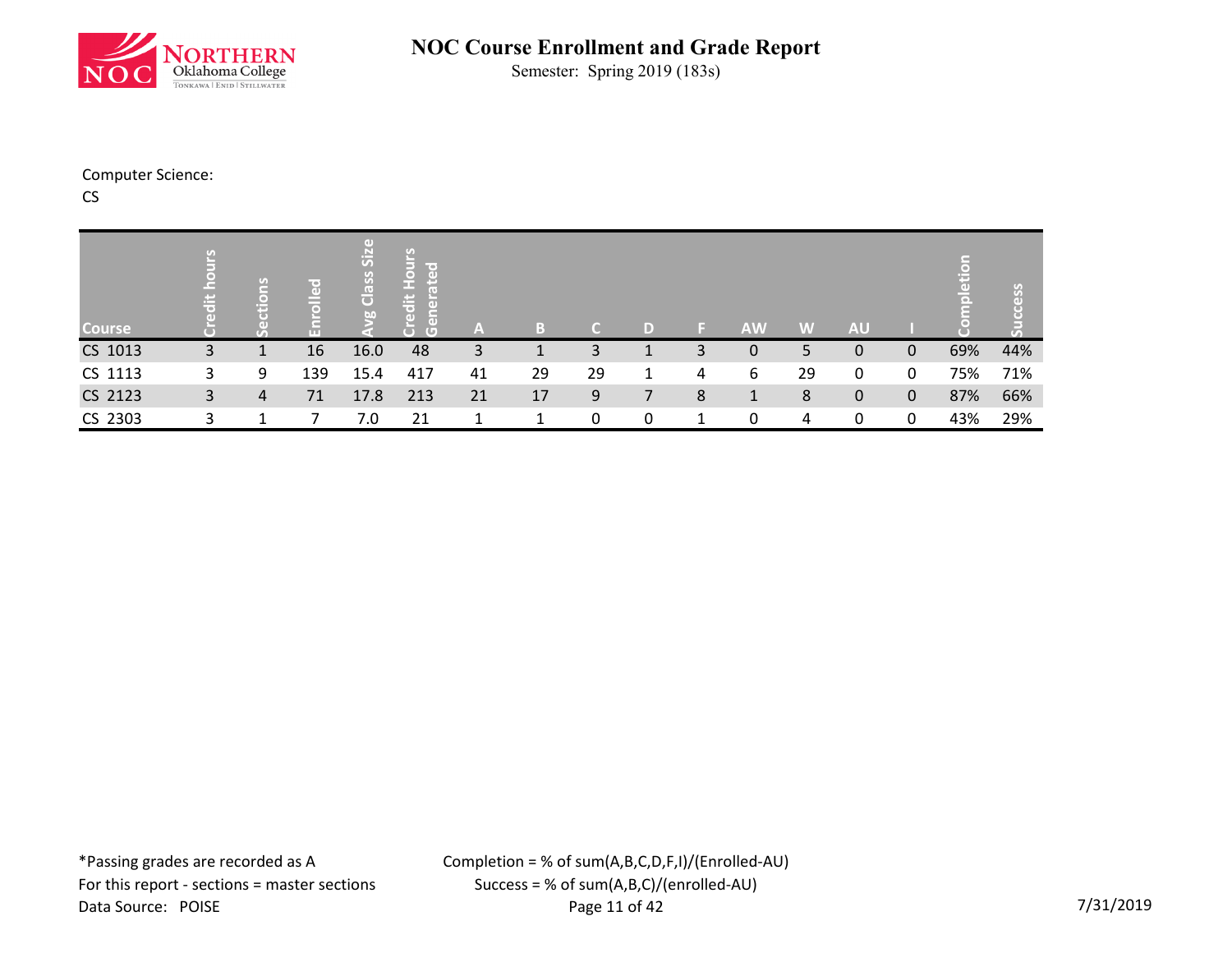# NOC Course Enrollment and Grade Report

Semester: Spring 2019 (183s)

Computer Science:

CS

| Course | Credit hours | Sections | Enrolled | Avg Class Size | Credit Hours Generated | A | B | C | D | F | AW | W | AU | I | Completion | Success |
|---|---|---|---|---|---|---|---|---|---|---|---|---|---|---|---|---|
| CS 1013 | 3 | 1 | 16 | 16.0 | 48 | 3 | 1 | 3 | 1 | 3 | 0 | 5 | 0 | 0 | 69% | 44% |
| CS 1113 | 3 | 9 | 139 | 15.4 | 417 | 41 | 29 | 29 | 1 | 4 | 6 | 29 | 0 | 0 | 75% | 71% |
| CS 2123 | 3 | 4 | 71 | 17.8 | 213 | 21 | 17 | 9 | 7 | 8 | 1 | 8 | 0 | 0 | 87% | 66% |
| CS 2303 | 3 | 1 | 7 | 7.0 | 21 | 1 | 1 | 0 | 0 | 1 | 0 | 4 | 0 | 0 | 43% | 29% |

*Passing grades are recorded as A

For this report - sections = master sections

Data Source: POISE

Completion = % of sum(A,B,C,D,F,I)/(Enrolled-AU)

Success = % of sum(A,B,C)/(enrolled-AU)

7/31/2019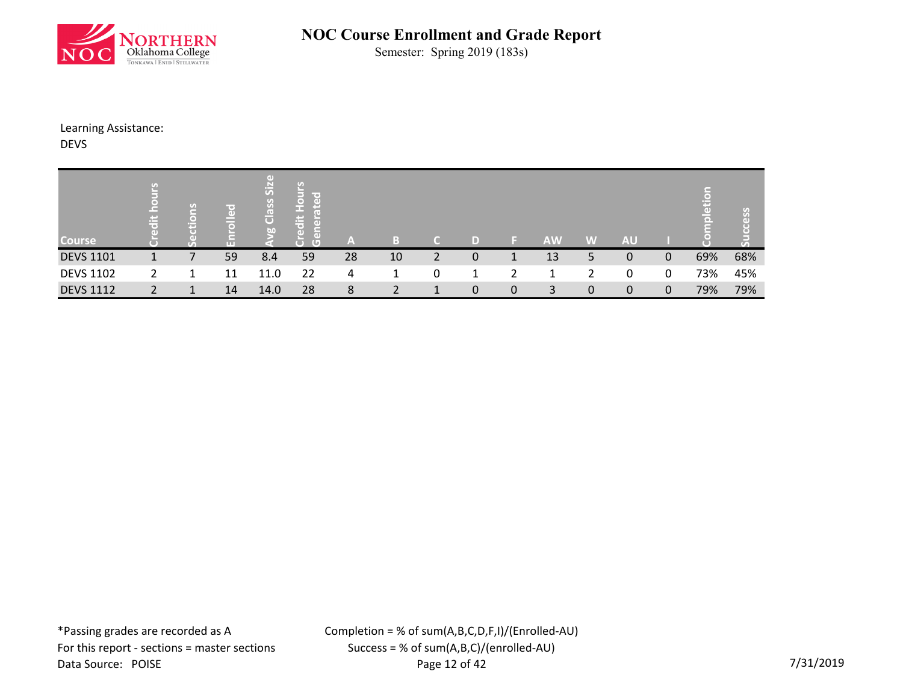# NOC Course Enrollment and Grade Report

Semester: Spring 2019 (183s)

Learning Assistance:
DEVS

| Course | Credit hours | Sections | Enrolled | Avg Class Size | Credit Hours Generated | A | B | C | D | F | AW | W | AU | I | Completion | Success |
|---|---|---|---|---|---|---|---|---|---|---|---|---|---|---|---|---|
| DEVS 1101 | 1 | 7 | 59 | 8.4 | 59 | 28 | 10 | 2 | 0 | 1 | 13 | 5 | 0 | 0 | 69% | 68% |
| DEVS 1102 | 2 | 1 | 11 | 11.0 | 22 | 4 | 1 | 0 | 1 | 2 | 1 | 2 | 0 | 0 | 73% | 45% |
| DEVS 1112 | 2 | 1 | 14 | 14.0 | 28 | 8 | 2 | 1 | 0 | 0 | 3 | 0 | 0 | 0 | 79% | 79% |

*Passing grades are recorded as A
For this report - sections = master sections
Data Source: POISE

Completion = % of sum(A,B,C,D,F,I)/(Enrolled-AU)
Success = % of sum(A,B,C)/(enrolled-AU)

7/31/2019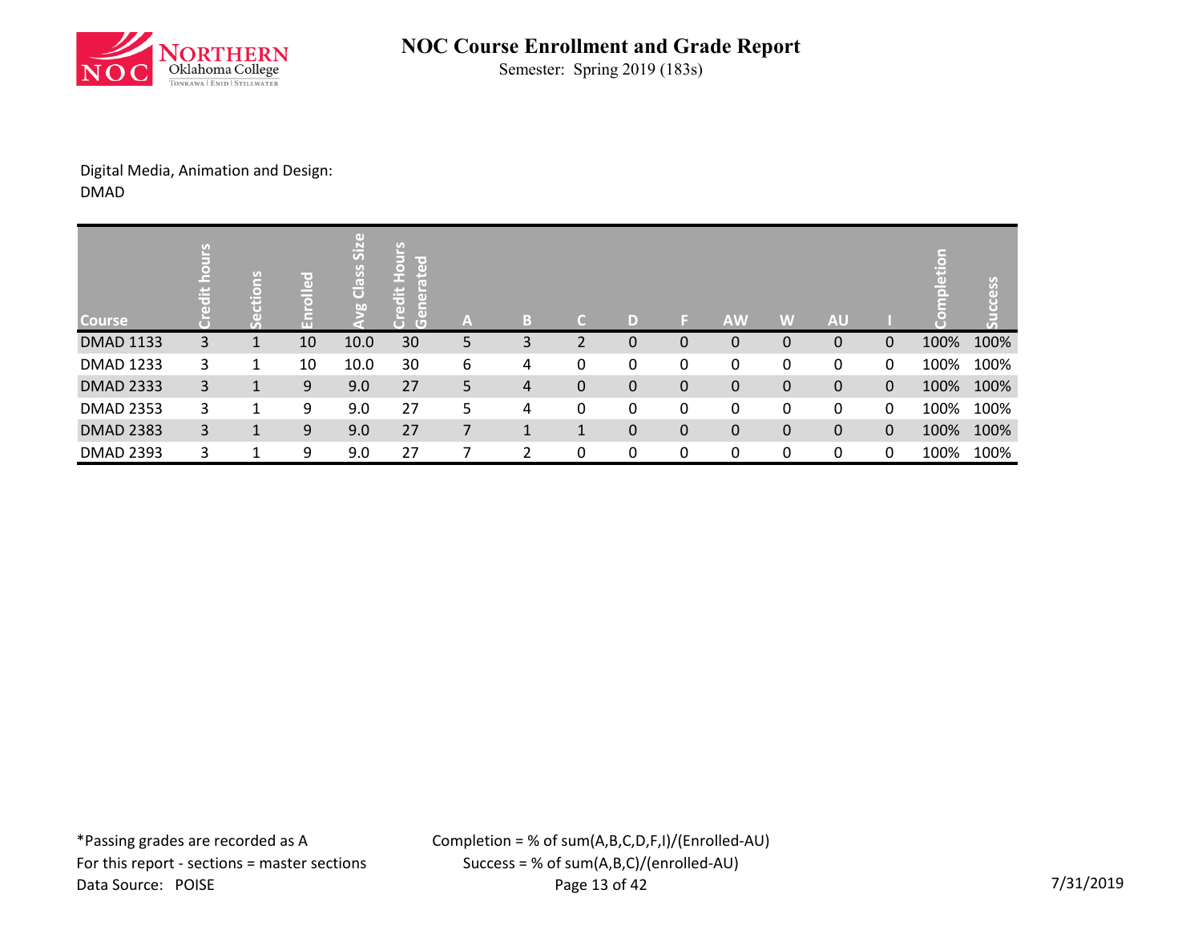# NOC Course Enrollment and Grade Report

Semester: Spring 2019 (183s)

Digital Media, Animation and Design:
DMAD

| Course | Credit hours | Sections | Enrolled | Avg Class Size | Credit Hours Generated | A | B | C | D | F | AW | W | AU | I | Completion | Success |
|---|---|---|---|---|---|---|---|---|---|---|---|---|---|---|---|---|
| DMAD 1133 | 3 | 1 | 10 | 10.0 | 30 | 5 | 3 | 2 | 0 | 0 | 0 | 0 | 0 | 0 | 100% | 100% |
| DMAD 1233 | 3 | 1 | 10 | 10.0 | 30 | 6 | 4 | 0 | 0 | 0 | 0 | 0 | 0 | 0 | 100% | 100% |
| DMAD 2333 | 3 | 1 | 9 | 9.0 | 27 | 5 | 4 | 0 | 0 | 0 | 0 | 0 | 0 | 0 | 100% | 100% |
| DMAD 2353 | 3 | 1 | 9 | 9.0 | 27 | 5 | 4 | 0 | 0 | 0 | 0 | 0 | 0 | 0 | 100% | 100% |
| DMAD 2383 | 3 | 1 | 9 | 9.0 | 27 | 7 | 1 | 1 | 0 | 0 | 0 | 0 | 0 | 0 | 100% | 100% |
| DMAD 2393 | 3 | 1 | 9 | 9.0 | 27 | 7 | 2 | 0 | 0 | 0 | 0 | 0 | 0 | 0 | 100% | 100% |

*Passing grades are recorded as A
For this report - sections = master sections
Data Source: POISE

Completion = % of sum(A,B,C,D,F,I)/(Enrolled-AU)
Success = % of sum(A,B,C)/(enrolled-AU)

7/31/2019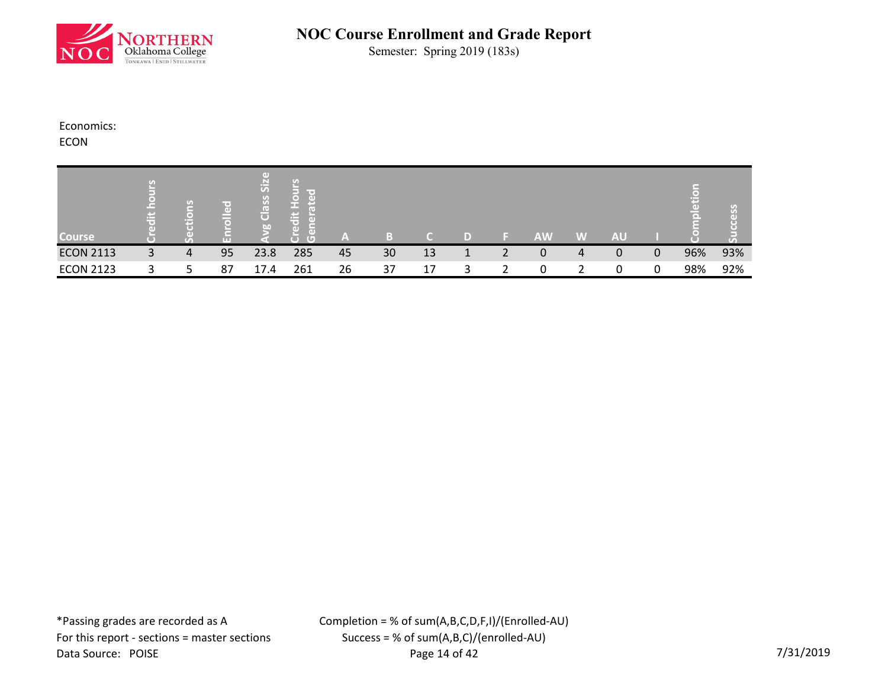# NOC Course Enrollment and Grade Report

Semester: Spring 2019 (183s)

Economics:
ECON

| Course | Credit hours | Sections | Enrolled | Avg Class Size | Credit Hours Generated | A | B | C | D | F | AW | W | AU | I | Completion | Success |
|---|---|---|---|---|---|---|---|---|---|---|---|---|---|---|---|---|
| ECON 2113 | 3 | 4 | 95 | 23.8 | 285 | 45 | 30 | 13 | 1 | 2 | 0 | 4 | 0 | 0 | 96% | 93% |
| ECON 2123 | 3 | 5 | 87 | 17.4 | 261 | 26 | 37 | 17 | 3 | 2 | 0 | 2 | 0 | 0 | 98% | 92% |

*Passing grades are recorded as A
For this report - sections = master sections
Data Source: POISE

Completion = % of sum(A,B,C,D,F,I)/(Enrolled-AU)
Success = % of sum(A,B,C)/(enrolled-AU)

7/31/2019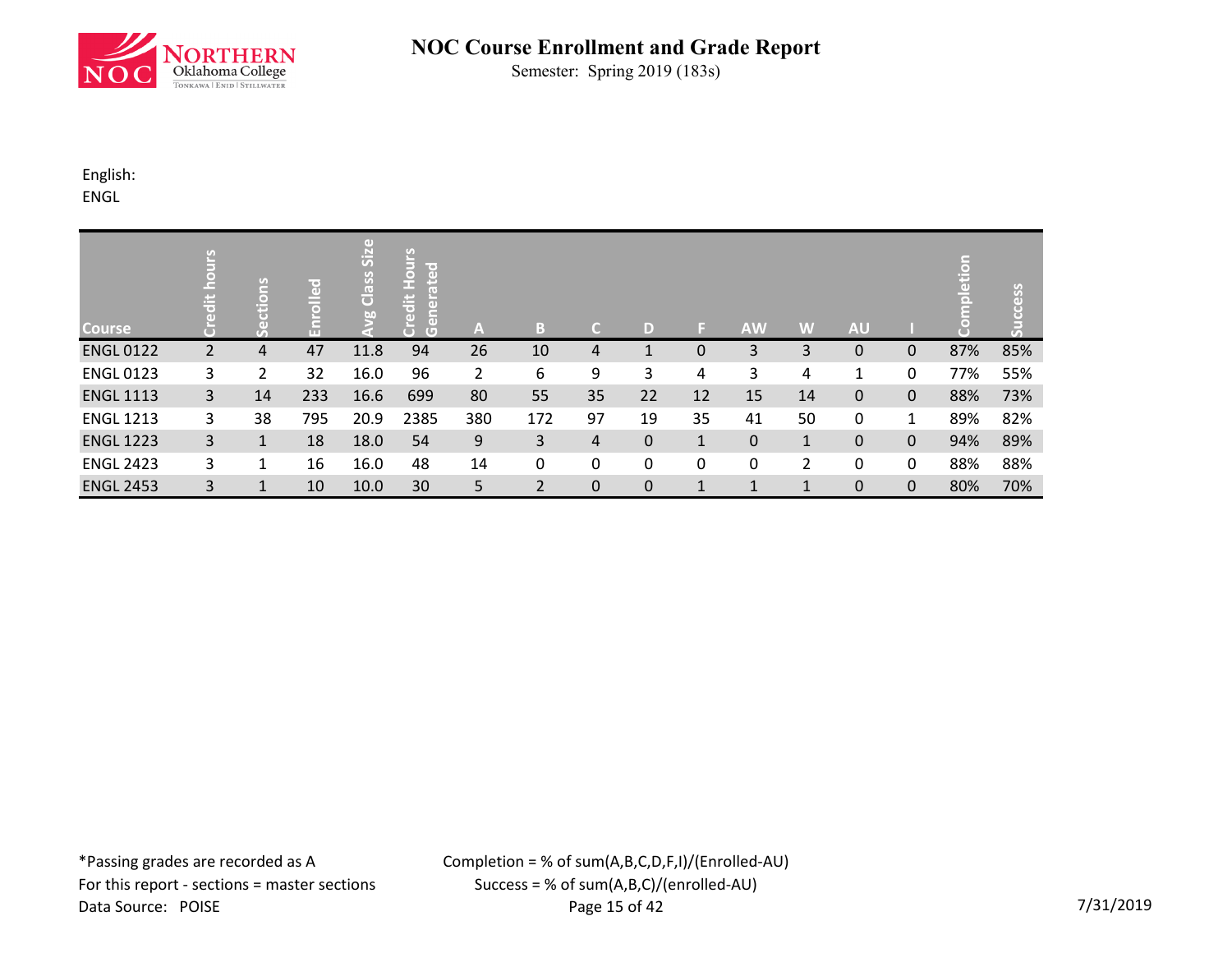# NOC Course Enrollment and Grade Report

Semester: Spring 2019 (183s)

English:
ENGL

| Course | Credit hours | Sections | Enrolled | Avg Class Size | Credit Hours Generated | A | B | C | D | F | AW | W | AU | I | Completion | Success |
|---|---|---|---|---|---|---|---|---|---|---|---|---|---|---|---|---|
| ENGL 0122 | 2 | 4 | 47 | 11.8 | 94 | 26 | 10 | 4 | 1 | 0 | 3 | 3 | 0 | 0 | 87% | 85% |
| ENGL 0123 | 3 | 2 | 32 | 16.0 | 96 | 2 | 6 | 9 | 3 | 4 | 3 | 4 | 1 | 0 | 77% | 55% |
| ENGL 1113 | 3 | 14 | 233 | 16.6 | 699 | 80 | 55 | 35 | 22 | 12 | 15 | 14 | 0 | 0 | 88% | 73% |
| ENGL 1213 | 3 | 38 | 795 | 20.9 | 2385 | 380 | 172 | 97 | 19 | 35 | 41 | 50 | 0 | 1 | 89% | 82% |
| ENGL 1223 | 3 | 1 | 18 | 18.0 | 54 | 9 | 3 | 4 | 0 | 1 | 0 | 1 | 0 | 0 | 94% | 89% |
| ENGL 2423 | 3 | 1 | 16 | 16.0 | 48 | 14 | 0 | 0 | 0 | 0 | 0 | 2 | 0 | 0 | 88% | 88% |
| ENGL 2453 | 3 | 1 | 10 | 10.0 | 30 | 5 | 2 | 0 | 0 | 1 | 1 | 1 | 0 | 0 | 80% | 70% |

*Passing grades are recorded as A
For this report - sections = master sections
Data Source: POISE

Completion = % of sum(A,B,C,D,F,I)/(Enrolled-AU)
Success = % of sum(A,B,C)/(enrolled-AU)

7/31/2019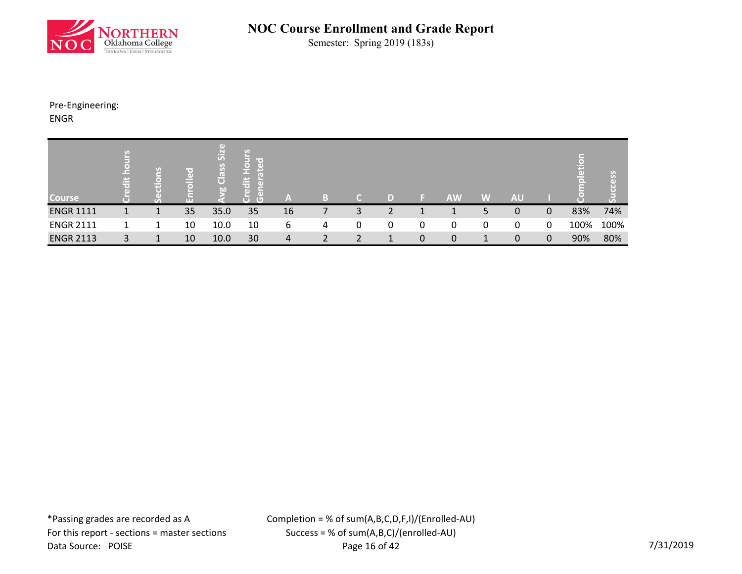# NOC Course Enrollment and Grade Report

Semester: Spring 2019 (183s)

Pre-Engineering:
ENGR

| Course | Credit hours | Sections | Enrolled | Avg Class Size | Credit Hours Generated | A | B | C | D | F | AW | W | AU | I | Completion | Success |
|---|---|---|---|---|---|---|---|---|---|---|---|---|---|---|---|---|
| ENGR 1111 | 1 | 1 | 35 | 35.0 | 35 | 16 | 7 | 3 | 2 | 1 | 1 | 5 | 0 | 0 | 83% | 74% |
| ENGR 2111 | 1 | 1 | 10 | 10.0 | 10 | 6 | 4 | 0 | 0 | 0 | 0 | 0 | 0 | 0 | 100% | 100% |
| ENGR 2113 | 3 | 1 | 10 | 10.0 | 30 | 4 | 2 | 2 | 1 | 0 | 0 | 1 | 0 | 0 | 90% | 80% |

*Passing grades are recorded as A
For this report - sections = master sections
Data Source: POISE

Completion = % of sum(A,B,C,D,F,I)/(Enrolled-AU)
Success = % of sum(A,B,C)/(enrolled-AU)

7/31/2019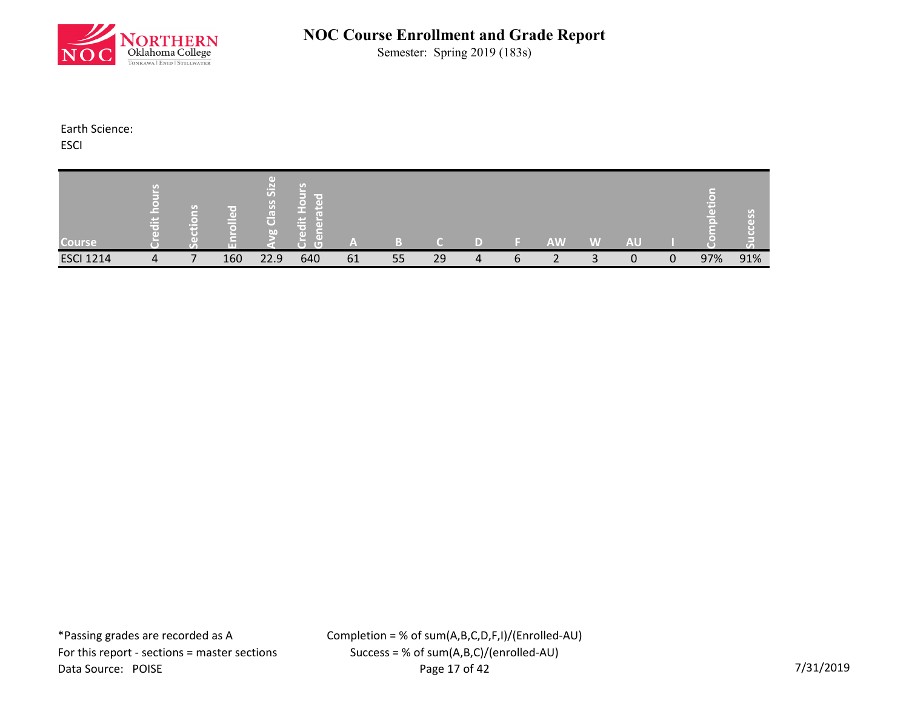# NOC Course Enrollment and Grade Report

Semester: Spring 2019 (183s)

Earth Science:

ESCI

| Course | Credit hours | Sections | Enrolled | Avg Class Size | Credit Hours Generated | A | B | C | D | F | AW | W | AU | I | Completion | Success |
|---|---|---|---|---|---|---|---|---|---|---|---|---|---|---|---|---|
| ESCI 1214 | 4 | 7 | 160 | 22.9 | 640 | 61 | 55 | 29 | 4 | 6 | 2 | 3 | 0 | 0 | 97% | 91% |

*Passing grades are recorded as A

For this report - sections = master sections

Data Source: POISE

Completion = % of sum(A,B,C,D,F,I)/(Enrolled-AU)

Success = % of sum(A,B,C)/(enrolled-AU)

7/31/2019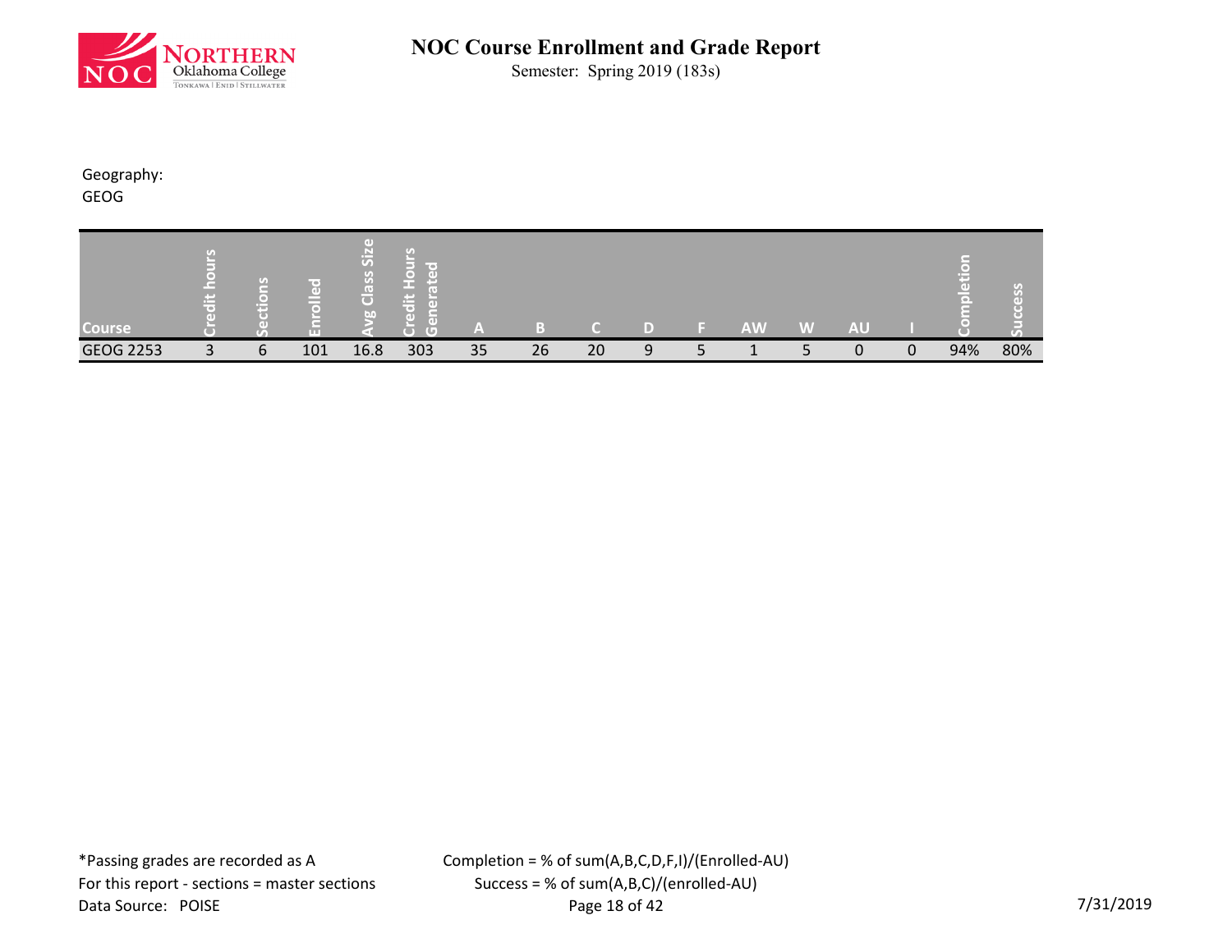# NOC Course Enrollment and Grade Report

Semester: Spring 2019 (183s)

Geography:
GEOG

| Course | Credit hours | Sections | Enrolled | Avg Class Size | Credit Hours Generated | A | B | C | D | F | AW | W | AU | I | Completion | Success |
|---|---|---|---|---|---|---|---|---|---|---|---|---|---|---|---|---|
| GEOG 2253 | 3 | 6 | 101 | 16.8 | 303 | 35 | 26 | 20 | 9 | 5 | 1 | 5 | 0 | 0 | 94% | 80% |

*Passing grades are recorded as A
For this report - sections = master sections
Data Source: POISE

Completion = % of sum(A,B,C,D,F,I)/(Enrolled-AU)
Success = % of sum(A,B,C)/(enrolled-AU)

7/31/2019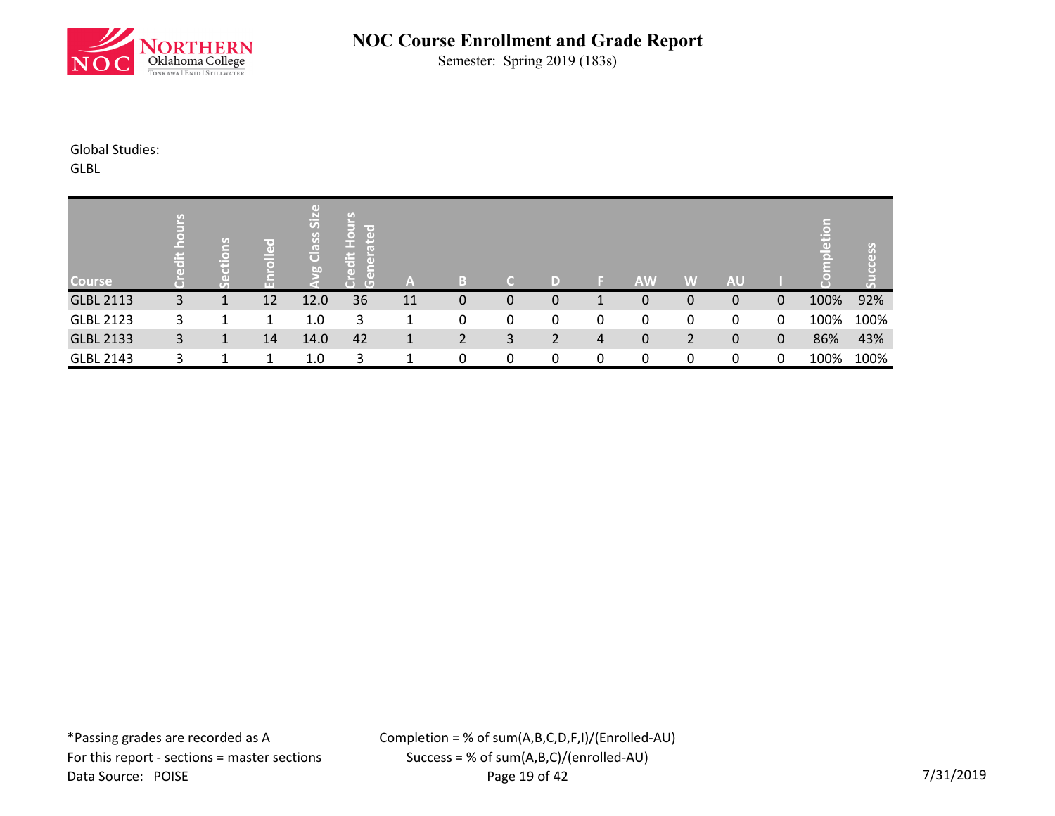# NOC Course Enrollment and Grade Report

Semester: Spring 2019 (183s)

Global Studies:
GLBL

| Course | Credit hours | Sections | Enrolled | Avg Class Size | Credit Hours Generated | A | B | C | D | F | AW | W | AU | I | Completion | Success |
|---|---|---|---|---|---|---|---|---|---|---|---|---|---|---|---|---|
| GLBL 2113 | 3 | 1 | 12 | 12.0 | 36 | 11 | 0 | 0 | 0 | 1 | 0 | 0 | 0 | 0 | 100% | 92% |
| GLBL 2123 | 3 | 1 | 1 | 1.0 | 3 | 1 | 0 | 0 | 0 | 0 | 0 | 0 | 0 | 0 | 100% | 100% |
| GLBL 2133 | 3 | 1 | 14 | 14.0 | 42 | 1 | 2 | 3 | 2 | 4 | 0 | 2 | 0 | 0 | 86% | 43% |
| GLBL 2143 | 3 | 1 | 1 | 1.0 | 3 | 1 | 0 | 0 | 0 | 0 | 0 | 0 | 0 | 0 | 100% | 100% |

*Passing grades are recorded as A
For this report - sections = master sections
Data Source: POISE

Completion = % of sum(A,B,C,D,F,I)/(Enrolled-AU)
Success = % of sum(A,B,C)/(enrolled-AU)

7/31/2019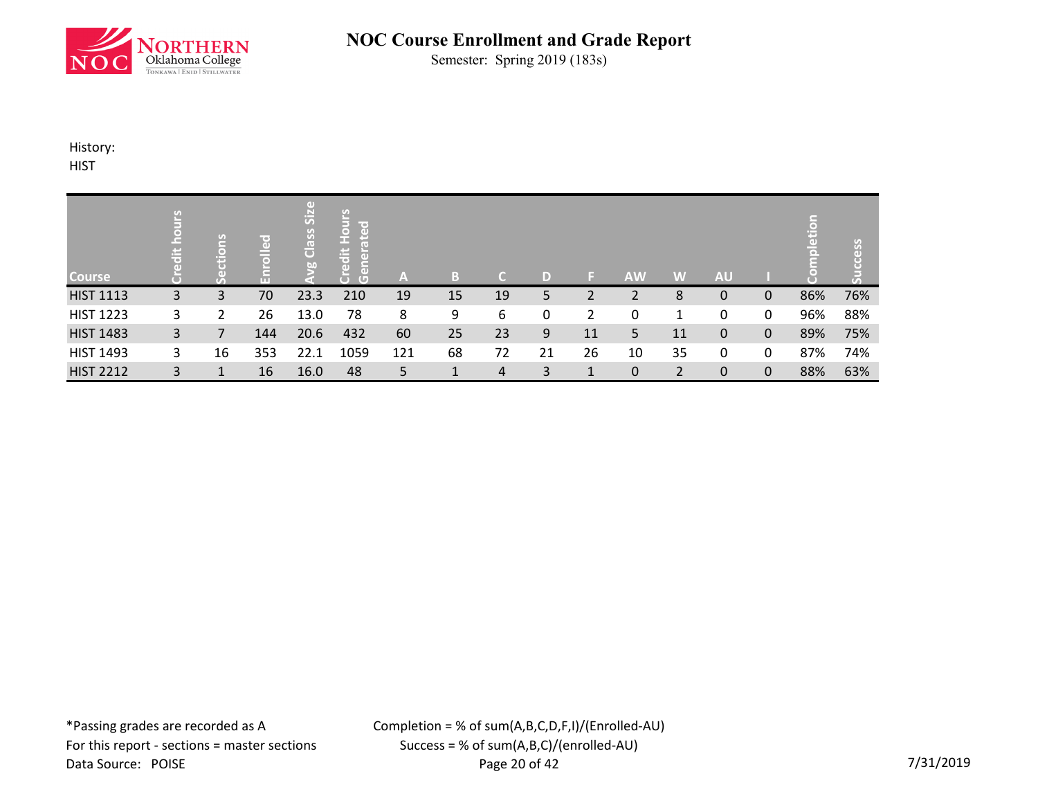# NOC Course Enrollment and Grade Report

Semester: Spring 2019 (183s)

History:
HIST

| Course | Credit hours | Sections | Enrolled | Avg Class Size | Credit Hours Generated | A | B | C | D | F | AW | W | AU | I | Completion | Success |
|---|---|---|---|---|---|---|---|---|---|---|---|---|---|---|---|---|
| HIST 1113 | 3 | 3 | 70 | 23.3 | 210 | 19 | 15 | 19 | 5 | 2 | 2 | 8 | 0 | 0 | 86% | 76% |
| HIST 1223 | 3 | 2 | 26 | 13.0 | 78 | 8 | 9 | 6 | 0 | 2 | 0 | 1 | 0 | 0 | 96% | 88% |
| HIST 1483 | 3 | 7 | 144 | 20.6 | 432 | 60 | 25 | 23 | 9 | 11 | 5 | 11 | 0 | 0 | 89% | 75% |
| HIST 1493 | 3 | 16 | 353 | 22.1 | 1059 | 121 | 68 | 72 | 21 | 26 | 10 | 35 | 0 | 0 | 87% | 74% |
| HIST 2212 | 3 | 1 | 16 | 16.0 | 48 | 5 | 1 | 4 | 3 | 1 | 0 | 2 | 0 | 0 | 88% | 63% |

*Passing grades are recorded as A
For this report - sections = master sections
Data Source: POISE

Completion = % of sum(A,B,C,D,F,I)/(Enrolled-AU)
Success = % of sum(A,B,C)/(enrolled-AU)

7/31/2019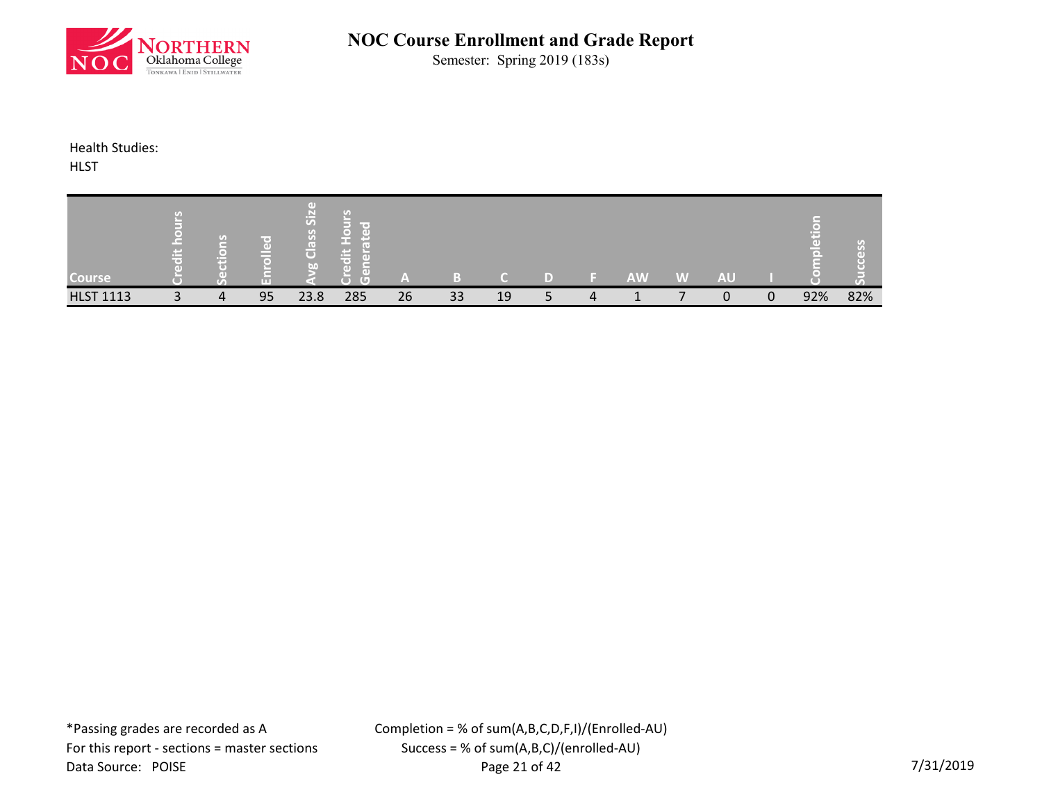# NOC Course Enrollment and Grade Report

Semester: Spring 2019 (183s)

Health Studies:
HLST

| Course | Credit hours | Sections | Enrolled | Avg Class Size | Credit Hours Generated | A | B | C | D | F | AW | W | AU | I | Completion | Success |
|---|---|---|---|---|---|---|---|---|---|---|---|---|---|---|---|---|
| HLST 1113 | 3 | 4 | 95 | 23.8 | 285 | 26 | 33 | 19 | 5 | 4 | 1 | 7 | 0 | 0 | 92% | 82% |

*Passing grades are recorded as A
For this report - sections = master sections
Data Source: POISE

Completion = % of sum(A,B,C,D,F,I)/(Enrolled-AU)
Success = % of sum(A,B,C)/(enrolled-AU)

7/31/2019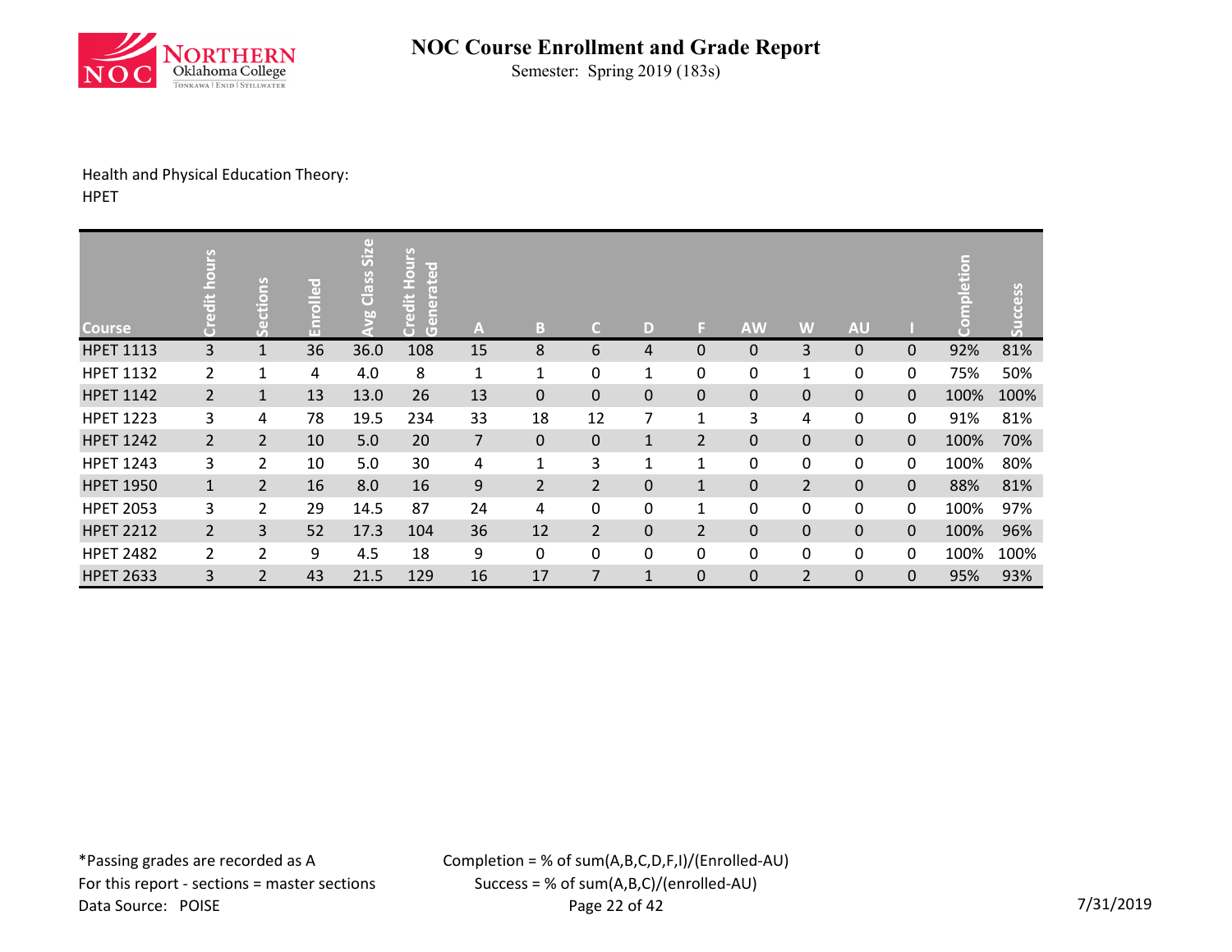# NOC Course Enrollment and Grade Report

Semester: Spring 2019 (183s)

Health and Physical Education Theory:
HPET

| Course | Credit hours | Sections | Enrolled | Avg Class Size | Credit Hours Generated | A | B | C | D | F | AW | W | AU | I | Completion | Success |
|---|---|---|---|---|---|---|---|---|---|---|---|---|---|---|---|---|
| HPET 1113 | 3 | 1 | 36 | 36.0 | 108 | 15 | 8 | 6 | 4 | 0 | 0 | 3 | 0 | 0 | 92% | 81% |
| HPET 1132 | 2 | 1 | 4 | 4.0 | 8 | 1 | 1 | 0 | 1 | 0 | 0 | 1 | 0 | 0 | 75% | 50% |
| HPET 1142 | 2 | 1 | 13 | 13.0 | 26 | 13 | 0 | 0 | 0 | 0 | 0 | 0 | 0 | 0 | 100% | 100% |
| HPET 1223 | 3 | 4 | 78 | 19.5 | 234 | 33 | 18 | 12 | 7 | 1 | 3 | 4 | 0 | 0 | 91% | 81% |
| HPET 1242 | 2 | 2 | 10 | 5.0 | 20 | 7 | 0 | 0 | 1 | 2 | 0 | 0 | 0 | 0 | 100% | 70% |
| HPET 1243 | 3 | 2 | 10 | 5.0 | 30 | 4 | 1 | 3 | 1 | 1 | 0 | 0 | 0 | 0 | 100% | 80% |
| HPET 1950 | 1 | 2 | 16 | 8.0 | 16 | 9 | 2 | 2 | 0 | 1 | 0 | 2 | 0 | 0 | 88% | 81% |
| HPET 2053 | 3 | 2 | 29 | 14.5 | 87 | 24 | 4 | 0 | 0 | 1 | 0 | 0 | 0 | 0 | 100% | 97% |
| HPET 2212 | 2 | 3 | 52 | 17.3 | 104 | 36 | 12 | 2 | 0 | 2 | 0 | 0 | 0 | 0 | 100% | 96% |
| HPET 2482 | 2 | 2 | 9 | 4.5 | 18 | 9 | 0 | 0 | 0 | 0 | 0 | 0 | 0 | 0 | 100% | 100% |
| HPET 2633 | 3 | 2 | 43 | 21.5 | 129 | 16 | 17 | 7 | 1 | 0 | 0 | 2 | 0 | 0 | 95% | 93% |

*Passing grades are recorded as A
For this report - sections = master sections
Data Source: POISE

Completion = % of sum(A,B,C,D,F,I)/(Enrolled-AU)
Success = % of sum(A,B,C)/(enrolled-AU)

7/31/2019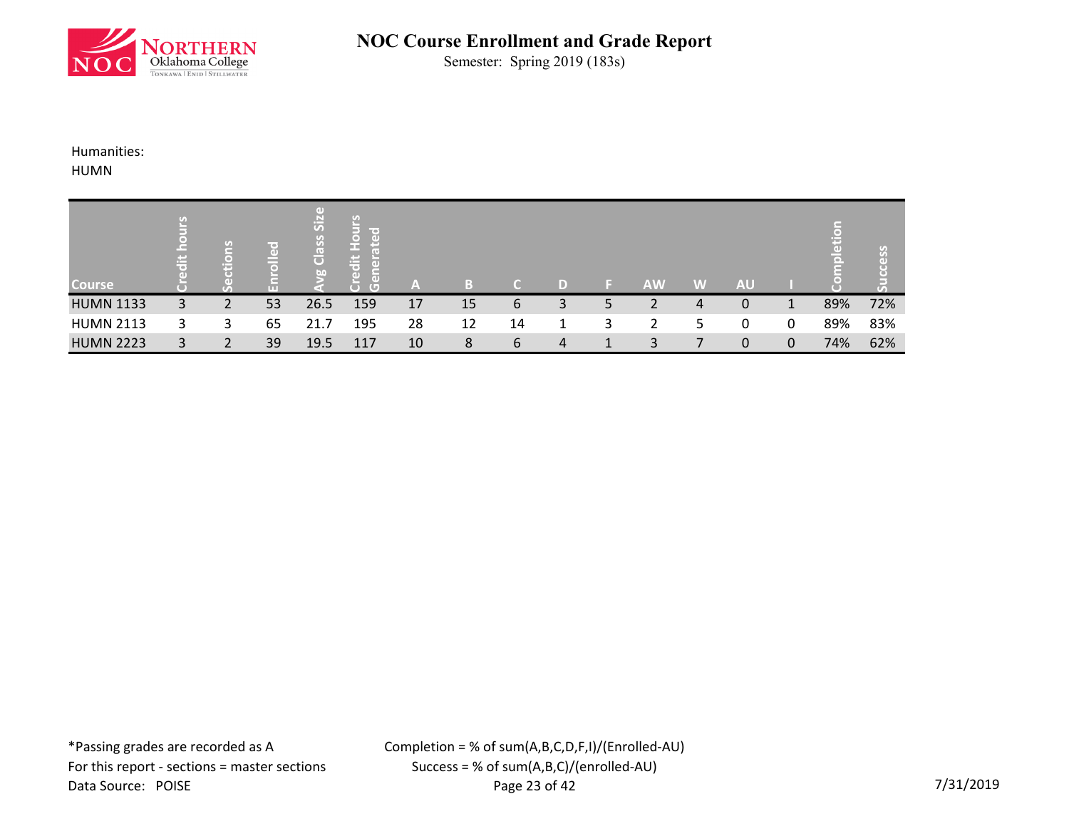# NOC Course Enrollment and Grade Report

Semester: Spring 2019 (183s)

Humanities:

HUMN

| Course | Credit hours | Sections | Enrolled | Avg Class Size | Credit Hours Generated | A | B | C | D | F | AW | W | AU | I | Completion | Success |
|---|---|---|---|---|---|---|---|---|---|---|---|---|---|---|---|---|
| HUMN 1133 | 3 | 2 | 53 | 26.5 | 159 | 17 | 15 | 6 | 3 | 5 | 2 | 4 | 0 | 1 | 89% | 72% |
| HUMN 2113 | 3 | 3 | 65 | 21.7 | 195 | 28 | 12 | 14 | 1 | 3 | 2 | 5 | 0 | 0 | 89% | 83% |
| HUMN 2223 | 3 | 2 | 39 | 19.5 | 117 | 10 | 8 | 6 | 4 | 1 | 3 | 7 | 0 | 0 | 74% | 62% |

*Passing grades are recorded as A

For this report - sections = master sections

Data Source: POISE

Completion = % of sum(A,B,C,D,F,I)/(Enrolled-AU)

Success = % of sum(A,B,C)/(enrolled-AU)

7/31/2019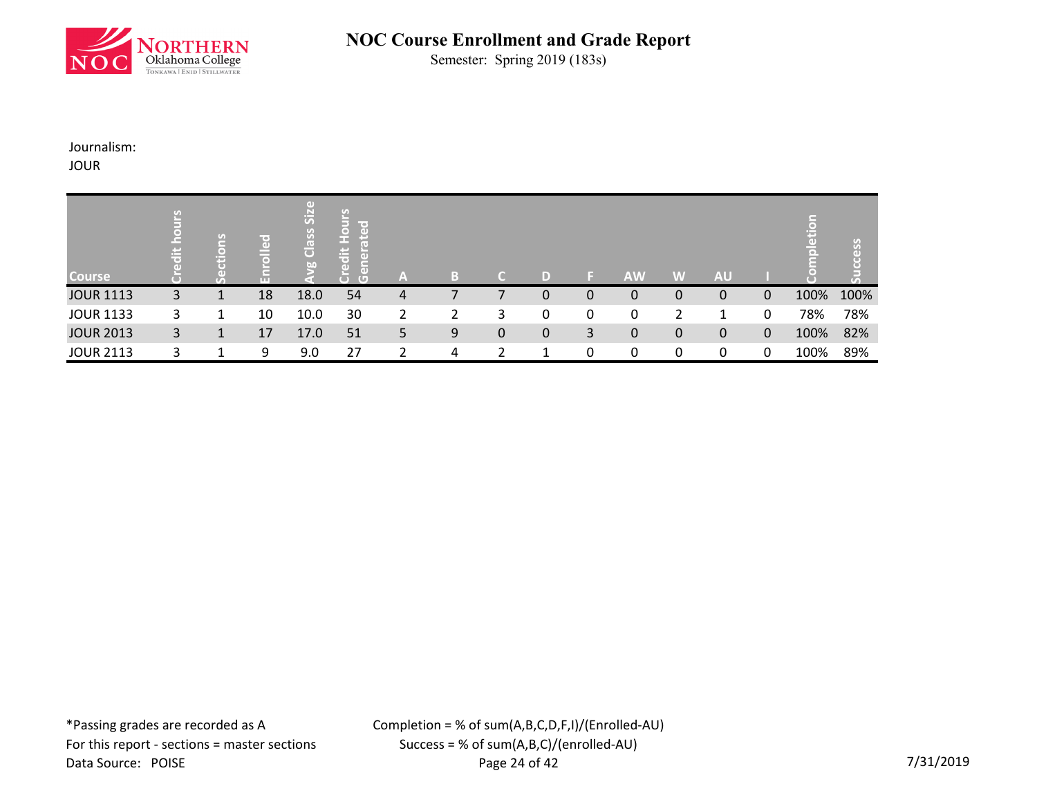# NOC Course Enrollment and Grade Report

Semester: Spring 2019 (183s)

Journalism:
JOUR

| Course | Credit hours | Sections | Enrolled | Avg Class Size | Credit Hours Generated | A | B | C | D | F | AW | W | AU | I | Completion | Success |
|---|---|---|---|---|---|---|---|---|---|---|---|---|---|---|---|---|
| JOUR 1113 | 3 | 1 | 18 | 18.0 | 54 | 4 | 7 | 7 | 0 | 0 | 0 | 0 | 0 | 0 | 100% | 100% |
| JOUR 1133 | 3 | 1 | 10 | 10.0 | 30 | 2 | 2 | 3 | 0 | 0 | 0 | 2 | 1 | 0 | 78% | 78% |
| JOUR 2013 | 3 | 1 | 17 | 17.0 | 51 | 5 | 9 | 0 | 0 | 3 | 0 | 0 | 0 | 0 | 100% | 82% |
| JOUR 2113 | 3 | 1 | 9 | 9.0 | 27 | 2 | 4 | 2 | 1 | 0 | 0 | 0 | 0 | 0 | 100% | 89% |

*Passing grades are recorded as A
For this report - sections = master sections
Data Source: POISE

Completion = % of sum(A,B,C,D,F,I)/(Enrolled-AU)
Success = % of sum(A,B,C)/(enrolled-AU)

7/31/2019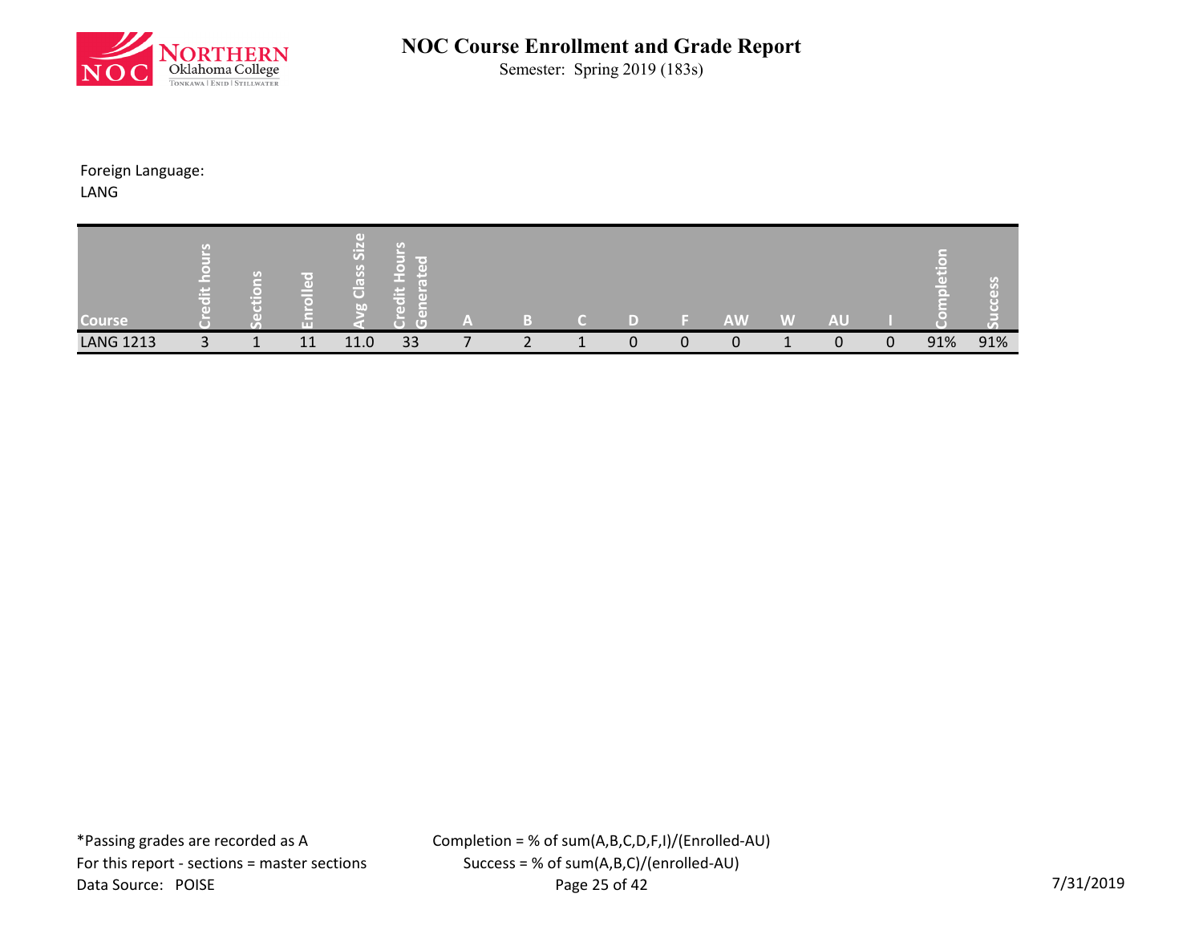# NOC Course Enrollment and Grade Report

Semester: Spring 2019 (183s)

Foreign Language:
LANG

| Course | Credit hours | Sections | Enrolled | Avg Class Size | Credit Hours Generated | A | B | C | D | F | AW | W | AU | I | Completion | Success |
|---|---|---|---|---|---|---|---|---|---|---|---|---|---|---|---|---|
| LANG 1213 | 3 | 1 | 11 | 11.0 | 33 | 7 | 2 | 1 | 0 | 0 | 0 | 1 | 0 | 0 | 91% | 91% |

*Passing grades are recorded as A
For this report - sections = master sections
Data Source: POISE

Completion = % of sum(A,B,C,D,F,I)/(Enrolled-AU)
Success = % of sum(A,B,C)/(enrolled-AU)

7/31/2019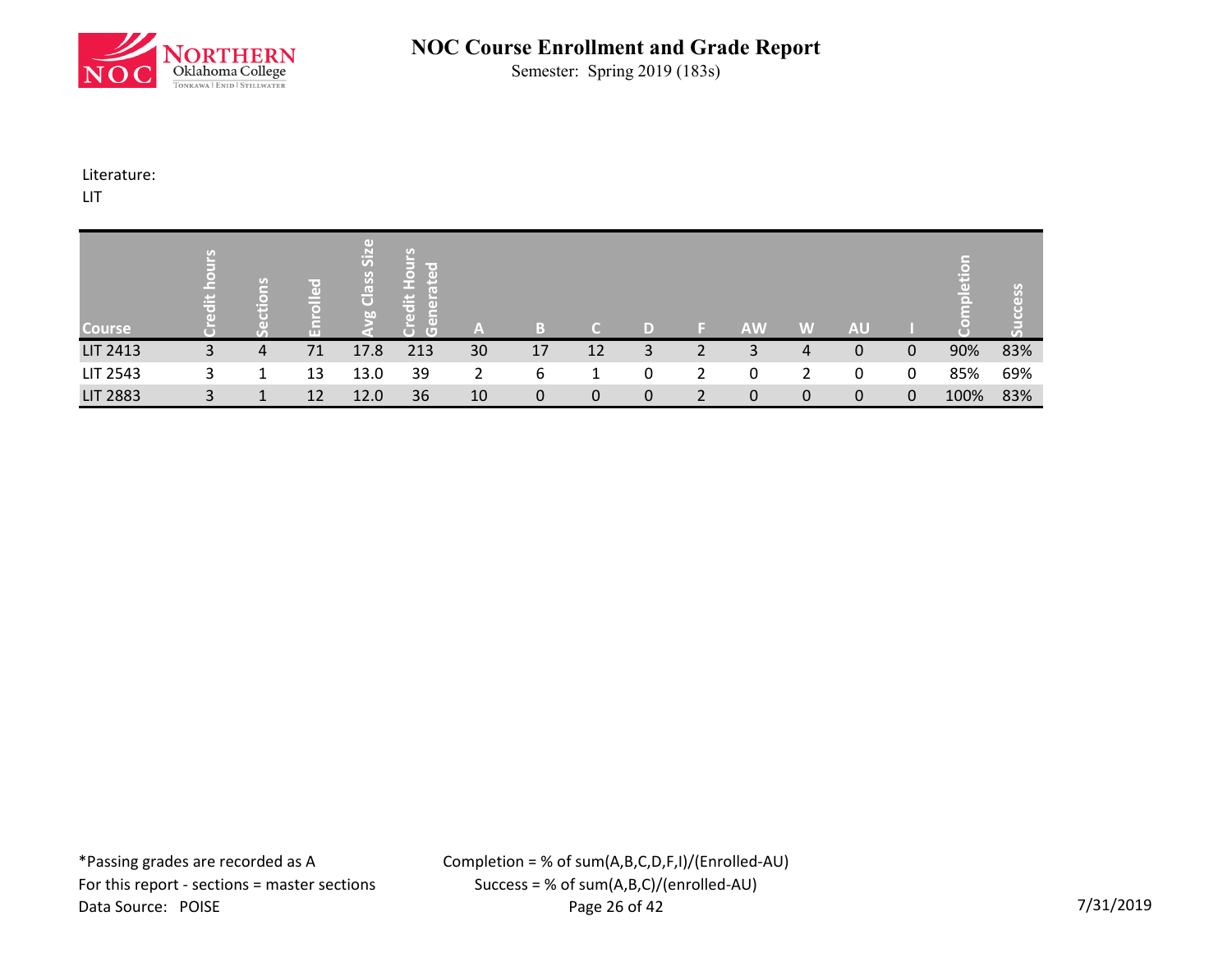# NOC Course Enrollment and Grade Report

Semester: Spring 2019 (183s)

Literature:
LIT

| Course | Credit hours | Sections | Enrolled | Avg Class Size | Credit Hours Generated | A | B | C | D | F | AW | W | AU | I | Completion | Success |
|---|---|---|---|---|---|---|---|---|---|---|---|---|---|---|---|---|
| LIT 2413 | 3 | 4 | 71 | 17.8 | 213 | 30 | 17 | 12 | 3 | 2 | 3 | 4 | 0 | 0 | 90% | 83% |
| LIT 2543 | 3 | 1 | 13 | 13.0 | 39 | 2 | 6 | 1 | 0 | 2 | 0 | 2 | 0 | 0 | 85% | 69% |
| LIT 2883 | 3 | 1 | 12 | 12.0 | 36 | 10 | 0 | 0 | 0 | 2 | 0 | 0 | 0 | 0 | 100% | 83% |

*Passing grades are recorded as A
For this report - sections = master sections
Data Source: POISE

Completion = % of sum(A,B,C,D,F,I)/(Enrolled-AU)
Success = % of sum(A,B,C)/(enrolled-AU)

7/31/2019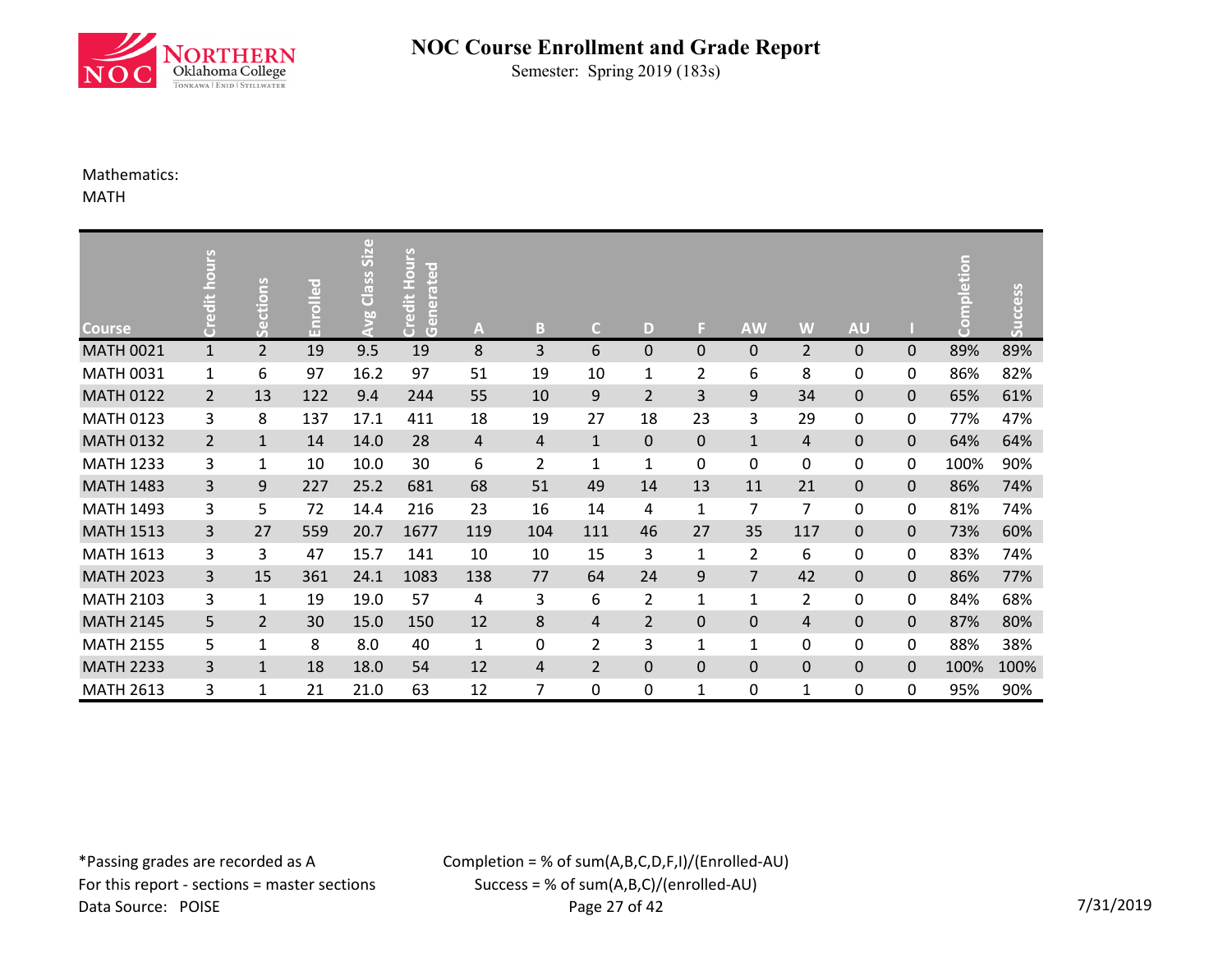# NOC Course Enrollment and Grade Report

Semester: Spring 2019 (183s)

Mathematics:
MATH

| Course | Credit hours | Sections | Enrolled | Avg Class Size | Credit Hours Generated | A | B | C | D | F | AW | W | AU | I | Completion | Success |
|---|---|---|---|---|---|---|---|---|---|---|---|---|---|---|---|---|
| MATH 0021 | 1 | 2 | 19 | 9.5 | 19 | 8 | 3 | 6 | 0 | 0 | 0 | 2 | 0 | 0 | 89% | 89% |
| MATH 0031 | 1 | 6 | 97 | 16.2 | 97 | 51 | 19 | 10 | 1 | 2 | 6 | 8 | 0 | 0 | 86% | 82% |
| MATH 0122 | 2 | 13 | 122 | 9.4 | 244 | 55 | 10 | 9 | 2 | 3 | 9 | 34 | 0 | 0 | 65% | 61% |
| MATH 0123 | 3 | 8 | 137 | 17.1 | 411 | 18 | 19 | 27 | 18 | 23 | 3 | 29 | 0 | 0 | 77% | 47% |
| MATH 0132 | 2 | 1 | 14 | 14.0 | 28 | 4 | 4 | 1 | 0 | 0 | 1 | 4 | 0 | 0 | 64% | 64% |
| MATH 1233 | 3 | 1 | 10 | 10.0 | 30 | 6 | 2 | 1 | 1 | 0 | 0 | 0 | 0 | 0 | 100% | 90% |
| MATH 1483 | 3 | 9 | 227 | 25.2 | 681 | 68 | 51 | 49 | 14 | 13 | 11 | 21 | 0 | 0 | 86% | 74% |
| MATH 1493 | 3 | 5 | 72 | 14.4 | 216 | 23 | 16 | 14 | 4 | 1 | 7 | 7 | 0 | 0 | 81% | 74% |
| MATH 1513 | 3 | 27 | 559 | 20.7 | 1677 | 119 | 104 | 111 | 46 | 27 | 35 | 117 | 0 | 0 | 73% | 60% |
| MATH 1613 | 3 | 3 | 47 | 15.7 | 141 | 10 | 10 | 15 | 3 | 1 | 2 | 6 | 0 | 0 | 83% | 74% |
| MATH 2023 | 3 | 15 | 361 | 24.1 | 1083 | 138 | 77 | 64 | 24 | 9 | 7 | 42 | 0 | 0 | 86% | 77% |
| MATH 2103 | 3 | 1 | 19 | 19.0 | 57 | 4 | 3 | 6 | 2 | 1 | 1 | 2 | 0 | 0 | 84% | 68% |
| MATH 2145 | 5 | 2 | 30 | 15.0 | 150 | 12 | 8 | 4 | 2 | 0 | 0 | 4 | 0 | 0 | 87% | 80% |
| MATH 2155 | 5 | 1 | 8 | 8.0 | 40 | 1 | 0 | 2 | 3 | 1 | 1 | 0 | 0 | 0 | 88% | 38% |
| MATH 2233 | 3 | 1 | 18 | 18.0 | 54 | 12 | 4 | 2 | 0 | 0 | 0 | 0 | 0 | 0 | 100% | 100% |
| MATH 2613 | 3 | 1 | 21 | 21.0 | 63 | 12 | 7 | 0 | 0 | 1 | 0 | 1 | 0 | 0 | 95% | 90% |

*Passing grades are recorded as A
For this report - sections = master sections
Data Source: POISE

Completion = % of sum(A,B,C,D,F,I)/(Enrolled-AU)
Success = % of sum(A,B,C)/(enrolled-AU)

7/31/2019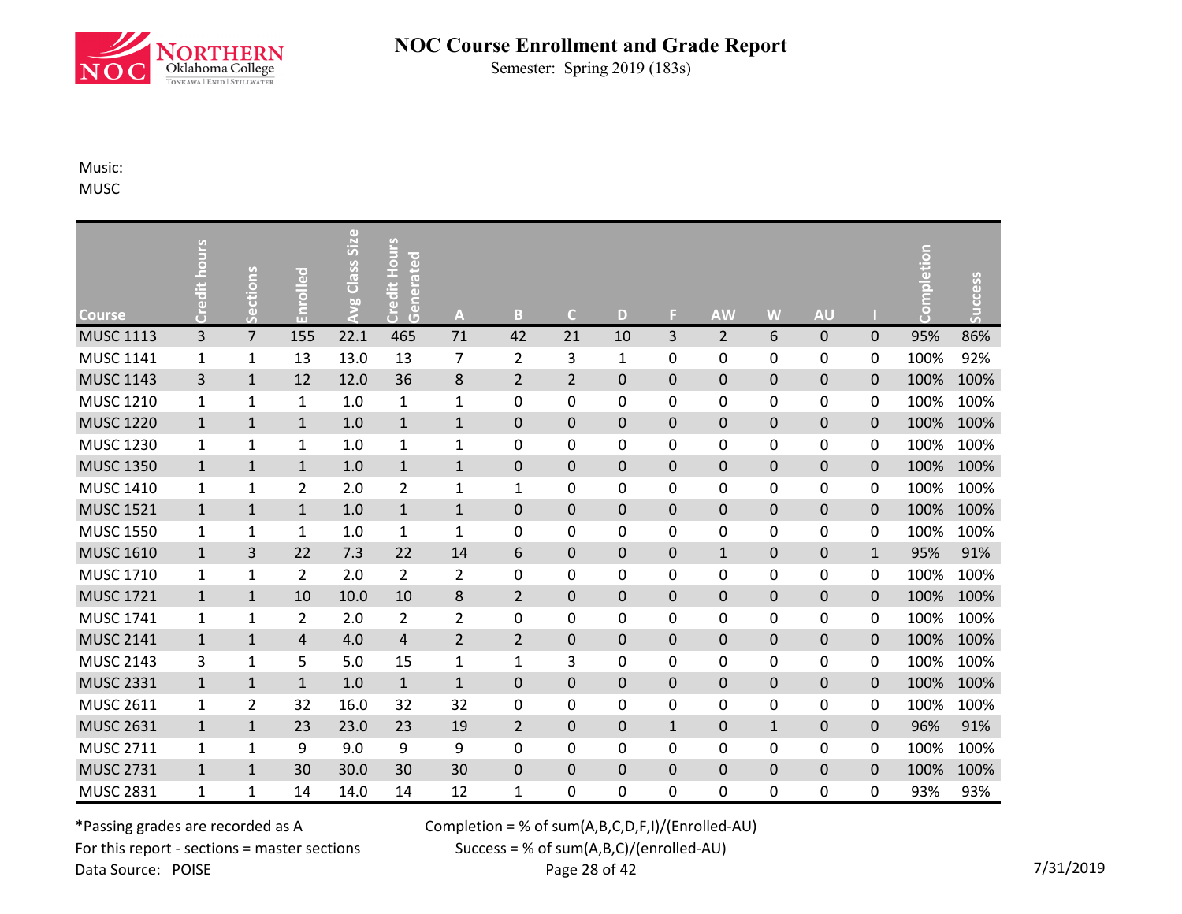# NOC Course Enrollment and Grade Report

Semester: Spring 2019 (183s)

Music:
MUSC

| Course | Credit hours | Sections | Enrolled | Avg Class Size | Credit Hours Generated | A | B | C | D | F | AW | W | AU | I | Completion | Success |
|---|---|---|---|---|---|---|---|---|---|---|---|---|---|---|---|---|
| MUSC 1113 | 3 | 7 | 155 | 22.1 | 465 | 71 | 42 | 21 | 10 | 3 | 2 | 6 | 0 | 0 | 95% | 86% |
| MUSC 1141 | 1 | 1 | 13 | 13.0 | 13 | 7 | 2 | 3 | 1 | 0 | 0 | 0 | 0 | 0 | 100% | 92% |
| MUSC 1143 | 3 | 1 | 12 | 12.0 | 36 | 8 | 2 | 2 | 0 | 0 | 0 | 0 | 0 | 0 | 100% | 100% |
| MUSC 1210 | 1 | 1 | 1 | 1.0 | 1 | 1 | 0 | 0 | 0 | 0 | 0 | 0 | 0 | 0 | 100% | 100% |
| MUSC 1220 | 1 | 1 | 1 | 1.0 | 1 | 1 | 0 | 0 | 0 | 0 | 0 | 0 | 0 | 0 | 100% | 100% |
| MUSC 1230 | 1 | 1 | 1 | 1.0 | 1 | 1 | 0 | 0 | 0 | 0 | 0 | 0 | 0 | 0 | 100% | 100% |
| MUSC 1350 | 1 | 1 | 1 | 1.0 | 1 | 1 | 0 | 0 | 0 | 0 | 0 | 0 | 0 | 0 | 100% | 100% |
| MUSC 1410 | 1 | 1 | 2 | 2.0 | 2 | 1 | 1 | 0 | 0 | 0 | 0 | 0 | 0 | 0 | 100% | 100% |
| MUSC 1521 | 1 | 1 | 1 | 1.0 | 1 | 1 | 0 | 0 | 0 | 0 | 0 | 0 | 0 | 0 | 100% | 100% |
| MUSC 1550 | 1 | 1 | 1 | 1.0 | 1 | 1 | 0 | 0 | 0 | 0 | 0 | 0 | 0 | 0 | 100% | 100% |
| MUSC 1610 | 1 | 3 | 22 | 7.3 | 22 | 14 | 6 | 0 | 0 | 0 | 1 | 0 | 0 | 1 | 95% | 91% |
| MUSC 1710 | 1 | 1 | 2 | 2.0 | 2 | 2 | 0 | 0 | 0 | 0 | 0 | 0 | 0 | 0 | 100% | 100% |
| MUSC 1721 | 1 | 1 | 10 | 10.0 | 10 | 8 | 2 | 0 | 0 | 0 | 0 | 0 | 0 | 0 | 100% | 100% |
| MUSC 1741 | 1 | 1 | 2 | 2.0 | 2 | 2 | 0 | 0 | 0 | 0 | 0 | 0 | 0 | 0 | 100% | 100% |
| MUSC 2141 | 1 | 1 | 4 | 4.0 | 4 | 2 | 2 | 0 | 0 | 0 | 0 | 0 | 0 | 0 | 100% | 100% |
| MUSC 2143 | 3 | 1 | 5 | 5.0 | 15 | 1 | 1 | 3 | 0 | 0 | 0 | 0 | 0 | 0 | 100% | 100% |
| MUSC 2331 | 1 | 1 | 1 | 1.0 | 1 | 1 | 0 | 0 | 0 | 0 | 0 | 0 | 0 | 0 | 100% | 100% |
| MUSC 2611 | 1 | 2 | 32 | 16.0 | 32 | 32 | 0 | 0 | 0 | 0 | 0 | 0 | 0 | 0 | 100% | 100% |
| MUSC 2631 | 1 | 1 | 23 | 23.0 | 23 | 19 | 2 | 0 | 0 | 1 | 0 | 1 | 0 | 0 | 96% | 91% |
| MUSC 2711 | 1 | 1 | 9 | 9.0 | 9 | 9 | 0 | 0 | 0 | 0 | 0 | 0 | 0 | 0 | 100% | 100% |
| MUSC 2731 | 1 | 1 | 30 | 30.0 | 30 | 30 | 0 | 0 | 0 | 0 | 0 | 0 | 0 | 0 | 100% | 100% |
| MUSC 2831 | 1 | 1 | 14 | 14.0 | 14 | 12 | 1 | 0 | 0 | 0 | 0 | 0 | 0 | 0 | 93% | 93% |

*Passing grades are recorded as A
For this report - sections = master sections
Data Source: POISE

Completion = % of sum(A,B,C,D,F,I)/(Enrolled-AU)
Success = % of sum(A,B,C)/(enrolled-AU)

7/31/2019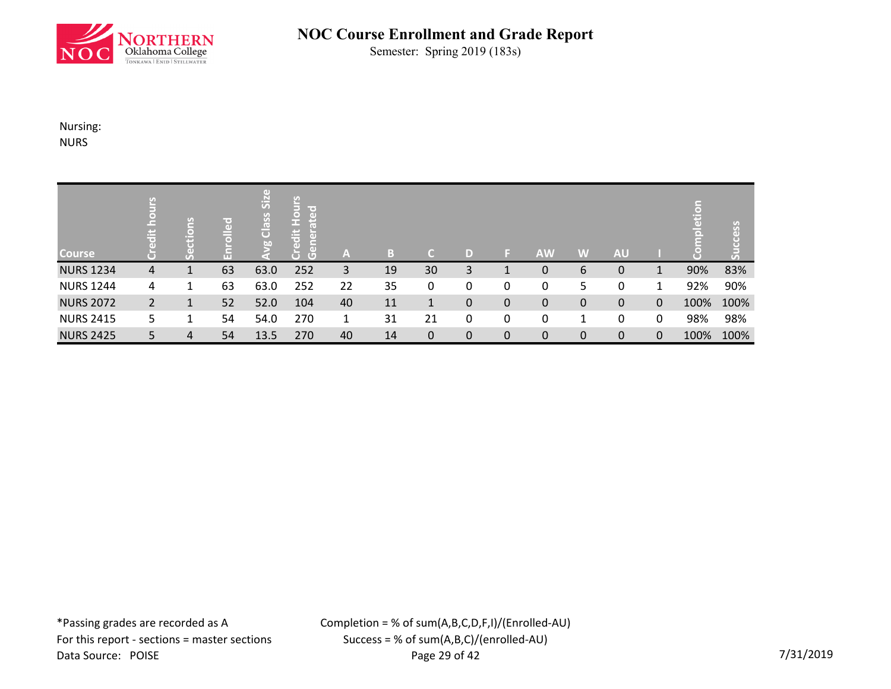# NOC Course Enrollment and Grade Report

Semester: Spring 2019 (183s)

Nursing:
NURS

| Course | Credit hours | Sections | Enrolled | Avg Class Size | Credit Hours Generated | A | B | C | D | F | AW | W | AU | I | Completion | Success |
|---|---|---|---|---|---|---|---|---|---|---|---|---|---|---|---|---|
| NURS 1234 | 4 | 1 | 63 | 63.0 | 252 | 3 | 19 | 30 | 3 | 1 | 0 | 6 | 0 | 1 | 90% | 83% |
| NURS 1244 | 4 | 1 | 63 | 63.0 | 252 | 22 | 35 | 0 | 0 | 0 | 0 | 5 | 0 | 1 | 92% | 90% |
| NURS 2072 | 2 | 1 | 52 | 52.0 | 104 | 40 | 11 | 1 | 0 | 0 | 0 | 0 | 0 | 0 | 100% | 100% |
| NURS 2415 | 5 | 1 | 54 | 54.0 | 270 | 1 | 31 | 21 | 0 | 0 | 0 | 1 | 0 | 0 | 98% | 98% |
| NURS 2425 | 5 | 4 | 54 | 13.5 | 270 | 40 | 14 | 0 | 0 | 0 | 0 | 0 | 0 | 0 | 100% | 100% |

*Passing grades are recorded as A
For this report - sections = master sections
Data Source: POISE

Completion = % of sum(A,B,C,D,F,I)/(Enrolled-AU)
Success = % of sum(A,B,C)/(enrolled-AU)

7/31/2019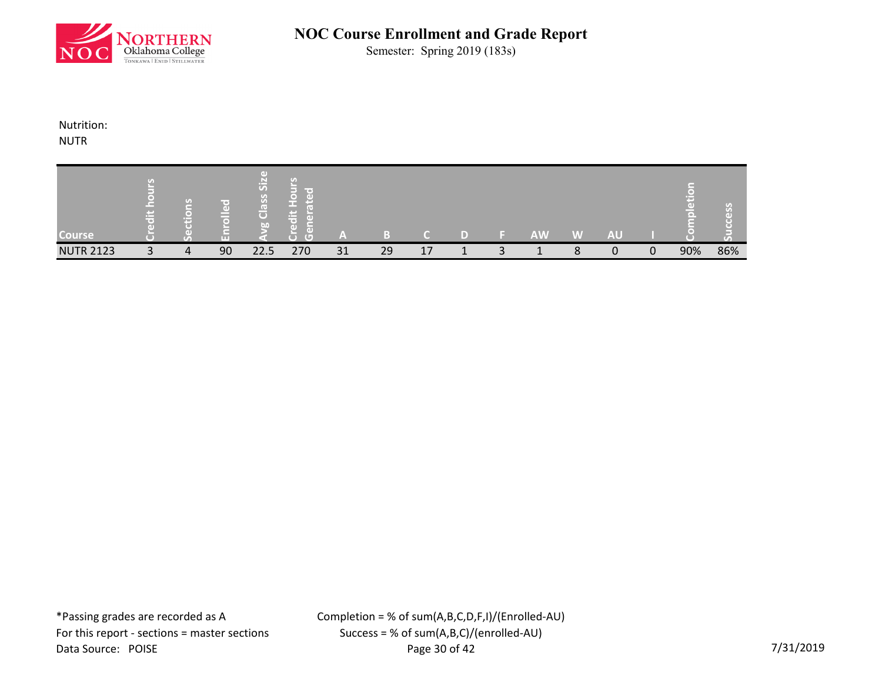# NOC Course Enrollment and Grade Report

Semester: Spring 2019 (183s)

Nutrition:
NUTR

| Course | Credit hours | Sections | Enrolled | Avg Class Size | Credit Hours Generated | A | B | C | D | F | AW | W | AU | I | Completion | Success |
|---|---|---|---|---|---|---|---|---|---|---|---|---|---|---|---|---|
| NUTR 2123 | 3 | 4 | 90 | 22.5 | 270 | 31 | 29 | 17 | 1 | 3 | 1 | 8 | 0 | 0 | 90% | 86% |

*Passing grades are recorded as A
For this report - sections = master sections
Data Source: POISE

Completion = % of sum(A,B,C,D,F,I)/(Enrolled-AU)
Success = % of sum(A,B,C)/(enrolled-AU)

7/31/2019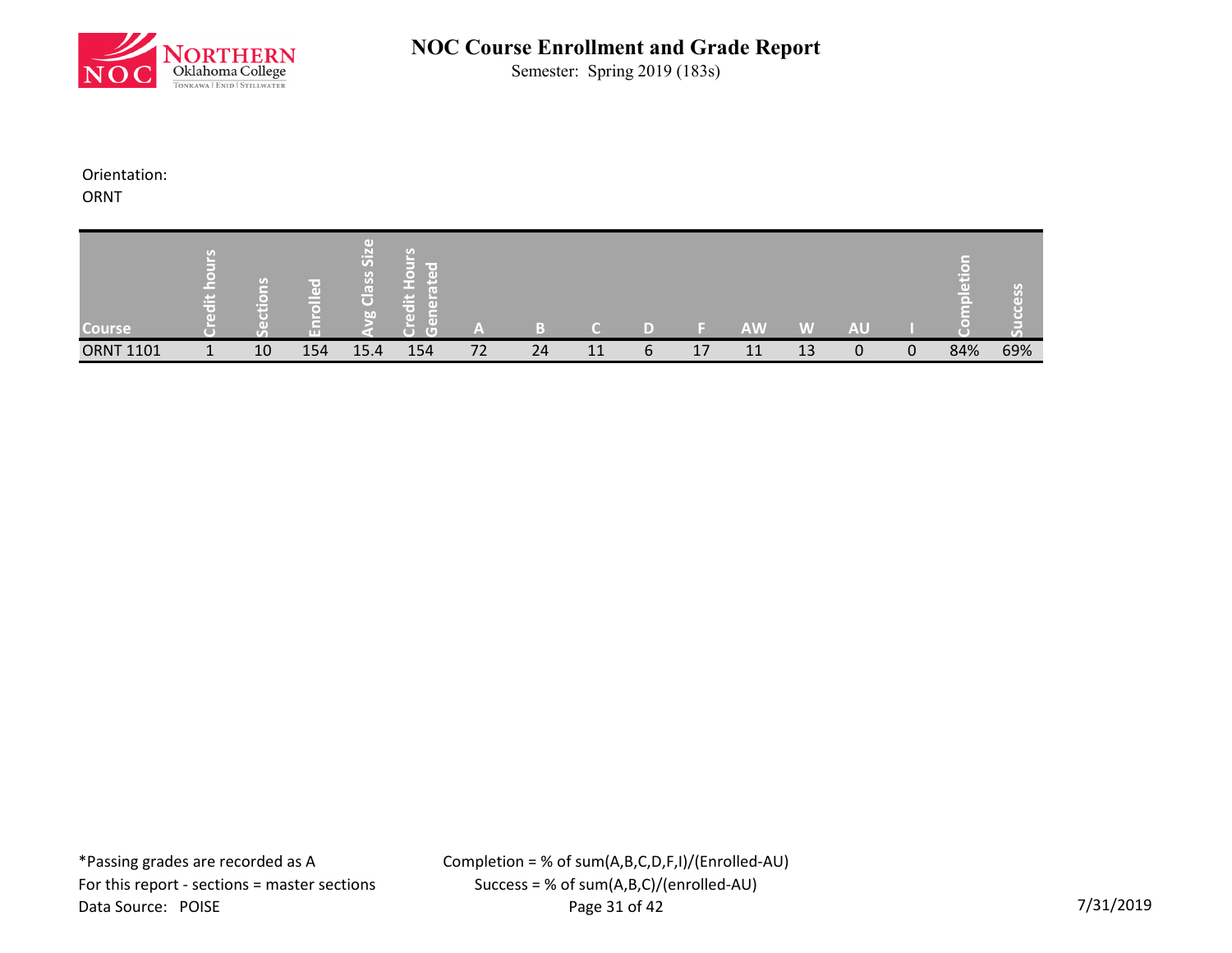# NOC Course Enrollment and Grade Report

Semester: Spring 2019 (183s)

Orientation:
ORNT

| Course | Credit hours | Sections | Enrolled | Avg Class Size | Credit Hours Generated | A | B | C | D | F | AW | W | AU | I | Completion | Success |
|---|---|---|---|---|---|---|---|---|---|---|---|---|---|---|---|---|
| ORNT 1101 | 1 | 10 | 154 | 15.4 | 154 | 72 | 24 | 11 | 6 | 17 | 11 | 13 | 0 | 0 | 84% | 69% |

*Passing grades are recorded as A
For this report - sections = master sections
Data Source: POISE

Completion = % of sum(A,B,C,D,F,I)/(Enrolled-AU)
Success = % of sum(A,B,C)/(enrolled-AU)

7/31/2019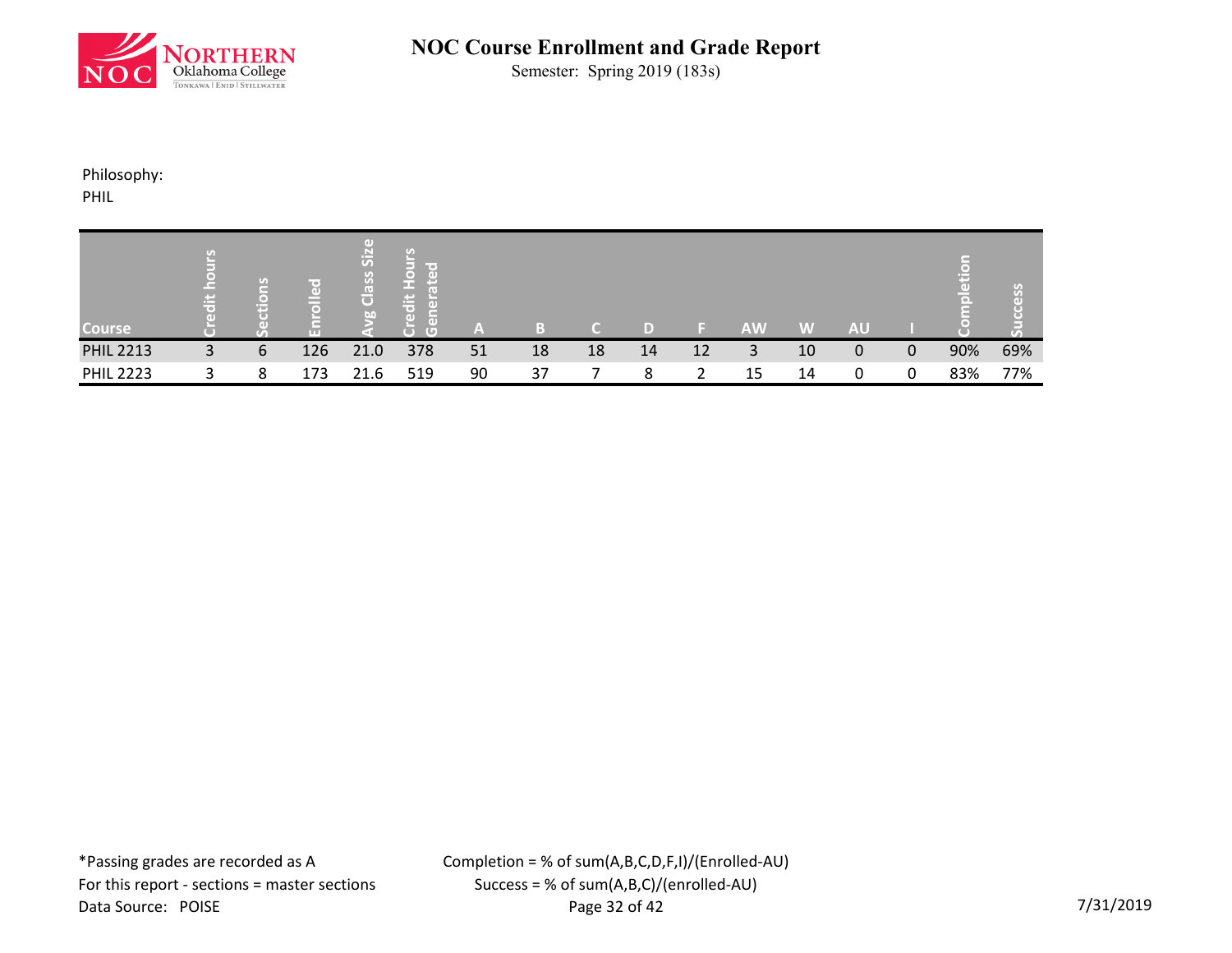# NOC Course Enrollment and Grade Report

Semester: Spring 2019 (183s)

Philosophy:
PHIL

| Course | Credit hours | Sections | Enrolled | Avg Class Size | Credit Hours Generated | A | B | C | D | F | AW | W | AU | I | Completion | Success |
|---|---|---|---|---|---|---|---|---|---|---|---|---|---|---|---|---|
| PHIL 2213 | 3 | 6 | 126 | 21.0 | 378 | 51 | 18 | 18 | 14 | 12 | 3 | 10 | 0 | 0 | 90% | 69% |
| PHIL 2223 | 3 | 8 | 173 | 21.6 | 519 | 90 | 37 | 7 | 8 | 2 | 15 | 14 | 0 | 0 | 83% | 77% |

*Passing grades are recorded as A
For this report - sections = master sections
Data Source: POISE

Completion = % of sum(A,B,C,D,F,I)/(Enrolled-AU)
Success = % of sum(A,B,C)/(enrolled-AU)

7/31/2019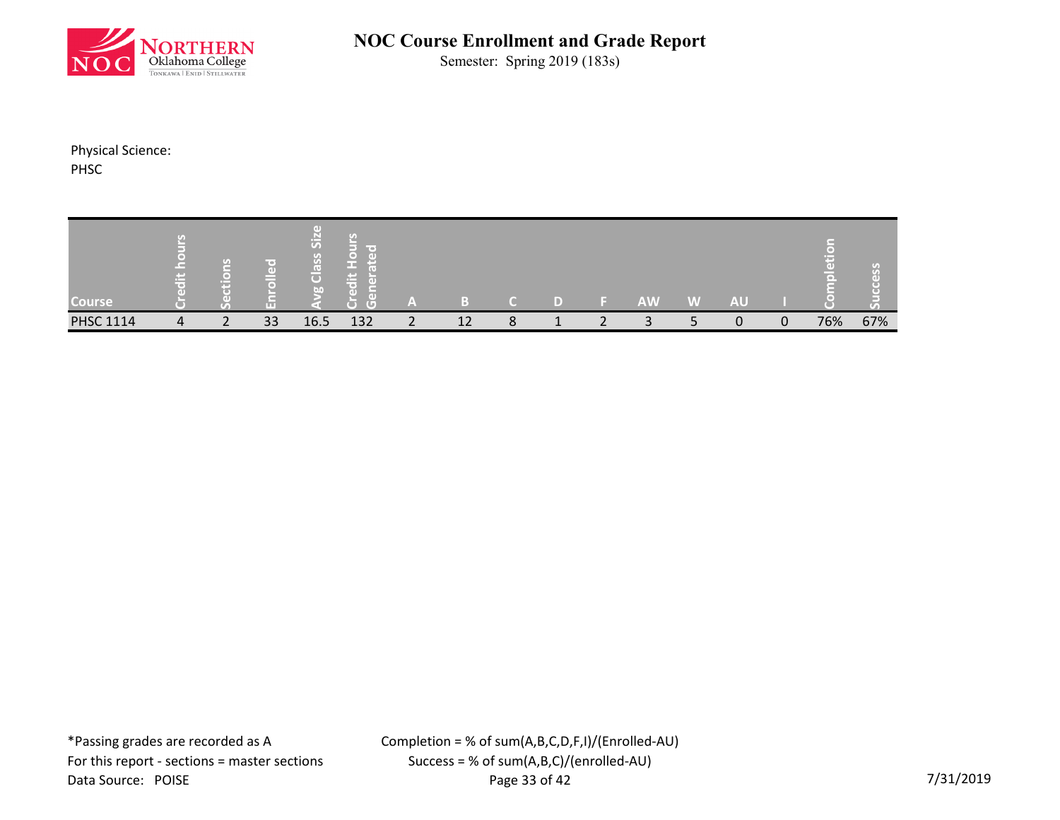# NOC Course Enrollment and Grade Report

Semester: Spring 2019 (183s)

Physical Science:
PHSC

| Course | Credit hours | Sections | Enrolled | Avg Class Size | Credit Hours Generated | A | B | C | D | F | AW | W | AU | I | Completion | Success |
|---|---|---|---|---|---|---|---|---|---|---|---|---|---|---|---|---|
| PHSC 1114 | 4 | 2 | 33 | 16.5 | 132 | 2 | 12 | 8 | 1 | 2 | 3 | 5 | 0 | 0 | 76% | 67% |

*Passing grades are recorded as A
For this report - sections = master sections
Data Source: POISE

Completion = % of sum(A,B,C,D,F,I)/(Enrolled-AU)
Success = % of sum(A,B,C)/(enrolled-AU)

7/31/2019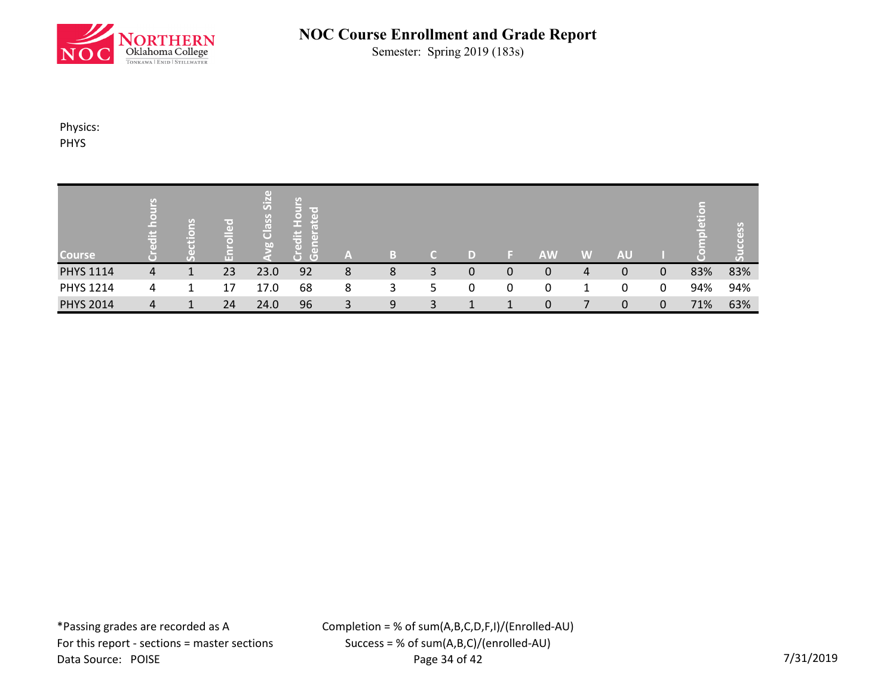# NOC Course Enrollment and Grade Report

Semester: Spring 2019 (183s)

Physics:
PHYS

| Course | Credit hours | Sections | Enrolled | Avg Class Size | Credit Hours Generated | A | B | C | D | F | AW | W | AU | I | Completion | Success |
|---|---|---|---|---|---|---|---|---|---|---|---|---|---|---|---|---|
| PHYS 1114 | 4 | 1 | 23 | 23.0 | 92 | 8 | 8 | 3 | 0 | 0 | 0 | 4 | 0 | 0 | 83% | 83% |
| PHYS 1214 | 4 | 1 | 17 | 17.0 | 68 | 8 | 3 | 5 | 0 | 0 | 0 | 1 | 0 | 0 | 94% | 94% |
| PHYS 2014 | 4 | 1 | 24 | 24.0 | 96 | 3 | 9 | 3 | 1 | 1 | 0 | 7 | 0 | 0 | 71% | 63% |

*Passing grades are recorded as A
For this report - sections = master sections
Data Source: POISE

Completion = % of sum(A,B,C,D,F,I)/(Enrolled-AU)
Success = % of sum(A,B,C)/(enrolled-AU)

7/31/2019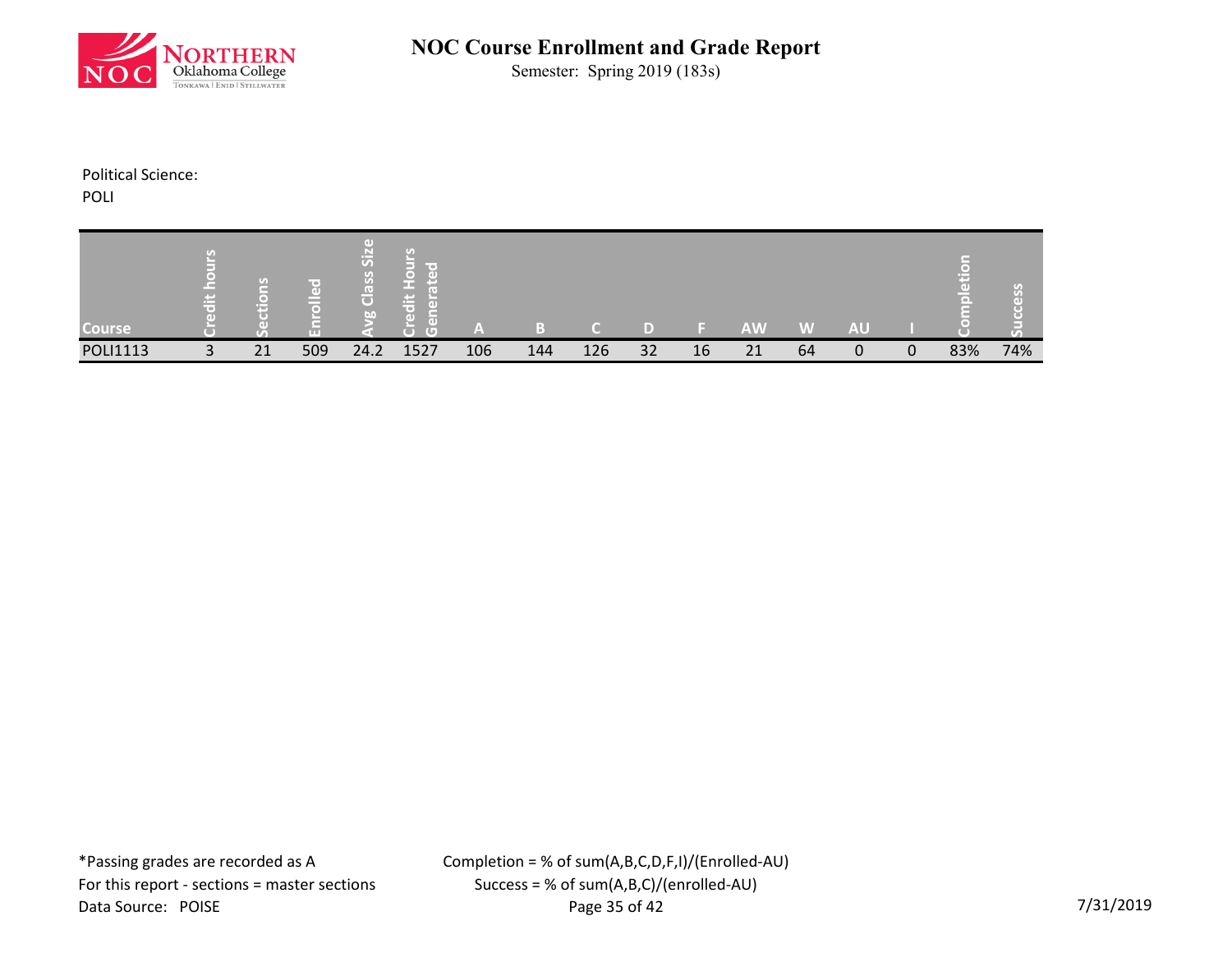# NOC Course Enrollment and Grade Report

Semester: Spring 2019 (183s)

Political Science:
POLI

| Course | Credit hours | Sections | Enrolled | Avg Class Size | Credit Hours Generated | A | B | C | D | F | AW | W | AU | I | Completion | Success |
|---|---|---|---|---|---|---|---|---|---|---|---|---|---|---|---|---|
| POLI1113 | 3 | 21 | 509 | 24.2 | 1527 | 106 | 144 | 126 | 32 | 16 | 21 | 64 | 0 | 0 | 83% | 74% |

*Passing grades are recorded as A
For this report - sections = master sections
Data Source: POISE

Completion = % of sum(A,B,C,D,F,I)/(Enrolled-AU)
Success = % of sum(A,B,C)/(enrolled-AU)

7/31/2019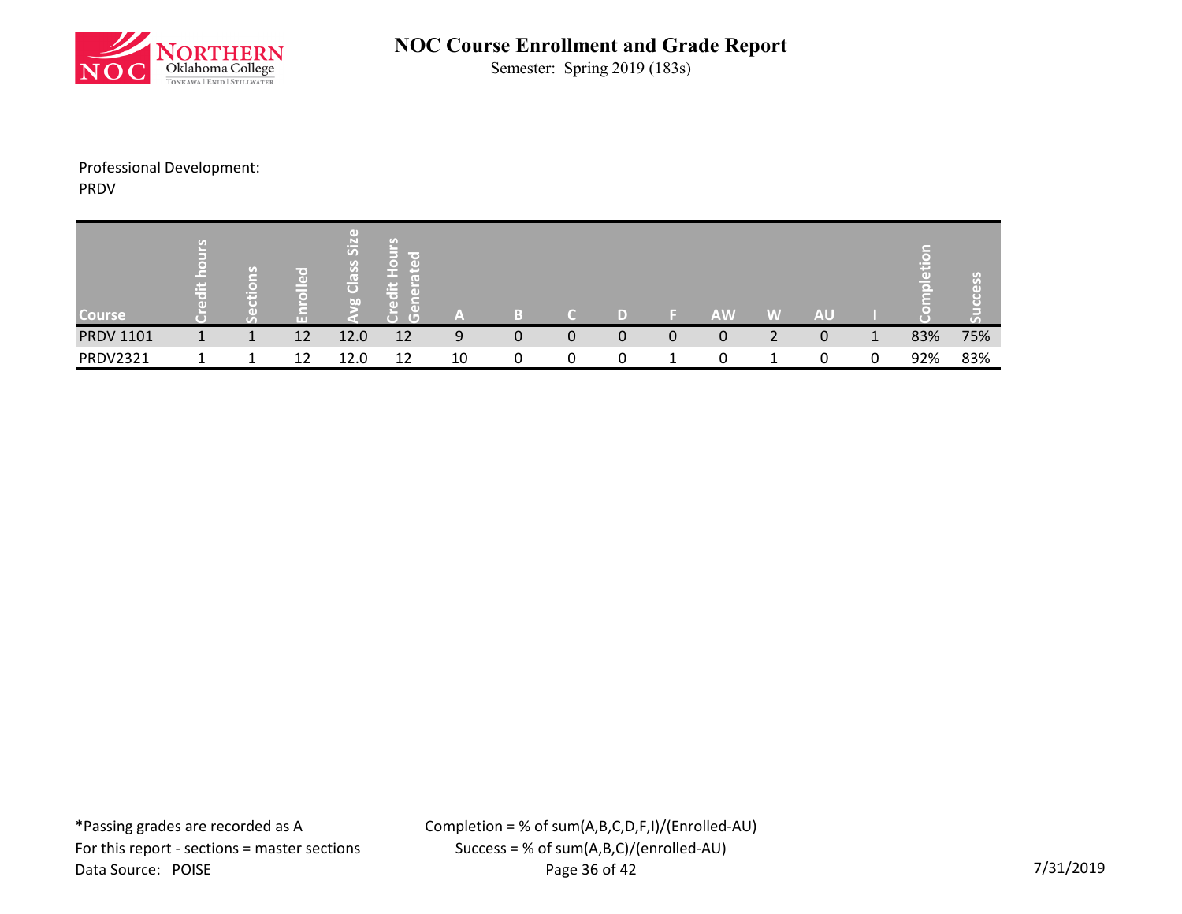# NOC Course Enrollment and Grade Report

Semester: Spring 2019 (183s)

Professional Development:
PRDV

| Course | Credit hours | Sections | Enrolled | Avg Class Size | Credit Hours Generated | A | B | C | D | F | AW | W | AU | I | Completion | Success |
|---|---|---|---|---|---|---|---|---|---|---|---|---|---|---|---|---|
| PRDV 1101 | 1 | 1 | 12 | 12.0 | 12 | 9 | 0 | 0 | 0 | 0 | 0 | 2 | 0 | 1 | 83% | 75% |
| PRDV2321 | 1 | 1 | 12 | 12.0 | 12 | 10 | 0 | 0 | 0 | 1 | 0 | 1 | 0 | 0 | 92% | 83% |

*Passing grades are recorded as A
For this report - sections = master sections
Data Source: POISE

Completion = % of sum(A,B,C,D,F,I)/(Enrolled-AU)
Success = % of sum(A,B,C)/(enrolled-AU)

7/31/2019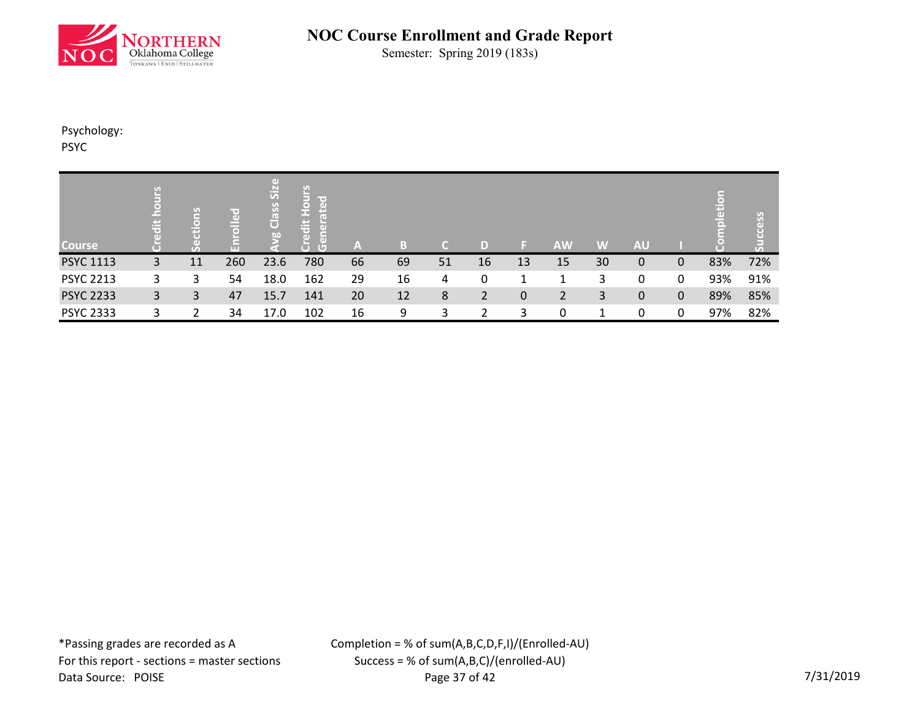# NOC Course Enrollment and Grade Report

Semester: Spring 2019 (183s)

Psychology:
PSYC

| Course | Credit hours | Sections | Enrolled | Avg Class Size | Credit Hours Generated | A | B | C | D | F | AW | W | AU | I | Completion | Success |
|---|---|---|---|---|---|---|---|---|---|---|---|---|---|---|---|---|
| PSYC 1113 | 3 | 11 | 260 | 23.6 | 780 | 66 | 69 | 51 | 16 | 13 | 15 | 30 | 0 | 0 | 83% | 72% |
| PSYC 2213 | 3 | 3 | 54 | 18.0 | 162 | 29 | 16 | 4 | 0 | 1 | 1 | 3 | 0 | 0 | 93% | 91% |
| PSYC 2233 | 3 | 3 | 47 | 15.7 | 141 | 20 | 12 | 8 | 2 | 0 | 2 | 3 | 0 | 0 | 89% | 85% |
| PSYC 2333 | 3 | 2 | 34 | 17.0 | 102 | 16 | 9 | 3 | 2 | 3 | 0 | 1 | 0 | 0 | 97% | 82% |

*Passing grades are recorded as A
For this report - sections = master sections
Data Source: POISE

Completion = % of sum(A,B,C,D,F,I)/(Enrolled-AU)
Success = % of sum(A,B,C)/(enrolled-AU)

7/31/2019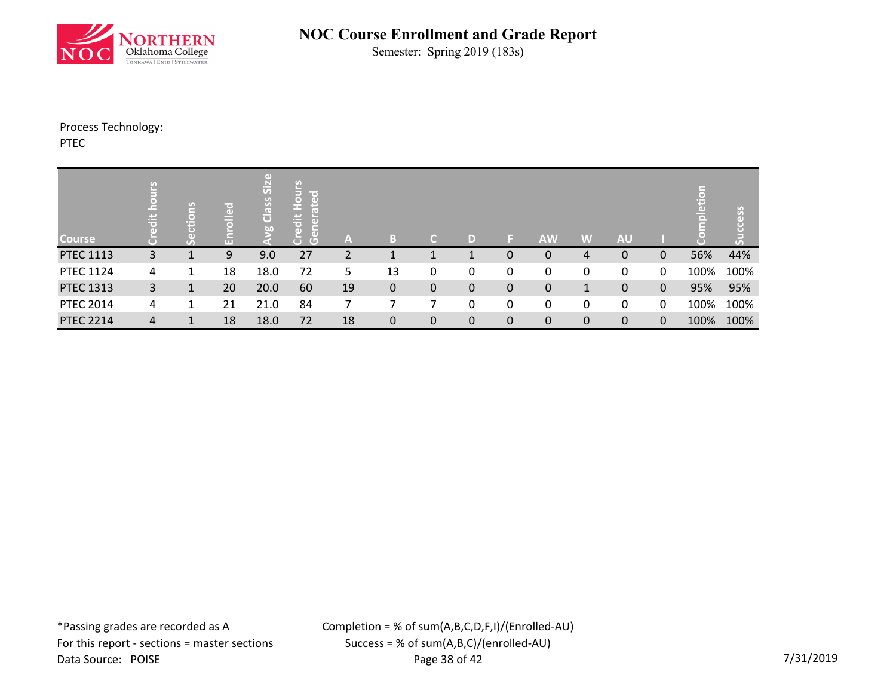# NOC Course Enrollment and Grade Report

Semester: Spring 2019 (183s)

Process Technology:
PTEC

| Course | Credit hours | Sections | Enrolled | Avg Class Size | Credit Hours Generated | A | B | C | D | F | AW | W | AU | I | Completion | Success |
|---|---|---|---|---|---|---|---|---|---|---|---|---|---|---|---|---|
| PTEC 1113 | 3 | 1 | 9 | 9.0 | 27 | 2 | 1 | 1 | 1 | 0 | 0 | 4 | 0 | 0 | 56% | 44% |
| PTEC 1124 | 4 | 1 | 18 | 18.0 | 72 | 5 | 13 | 0 | 0 | 0 | 0 | 0 | 0 | 0 | 100% | 100% |
| PTEC 1313 | 3 | 1 | 20 | 20.0 | 60 | 19 | 0 | 0 | 0 | 0 | 0 | 1 | 0 | 0 | 95% | 95% |
| PTEC 2014 | 4 | 1 | 21 | 21.0 | 84 | 7 | 7 | 7 | 0 | 0 | 0 | 0 | 0 | 0 | 100% | 100% |
| PTEC 2214 | 4 | 1 | 18 | 18.0 | 72 | 18 | 0 | 0 | 0 | 0 | 0 | 0 | 0 | 0 | 100% | 100% |

*Passing grades are recorded as A
For this report - sections = master sections
Data Source: POISE

Completion = % of sum(A,B,C,D,F,I)/(Enrolled-AU)
Success = % of sum(A,B,C)/(enrolled-AU)

7/31/2019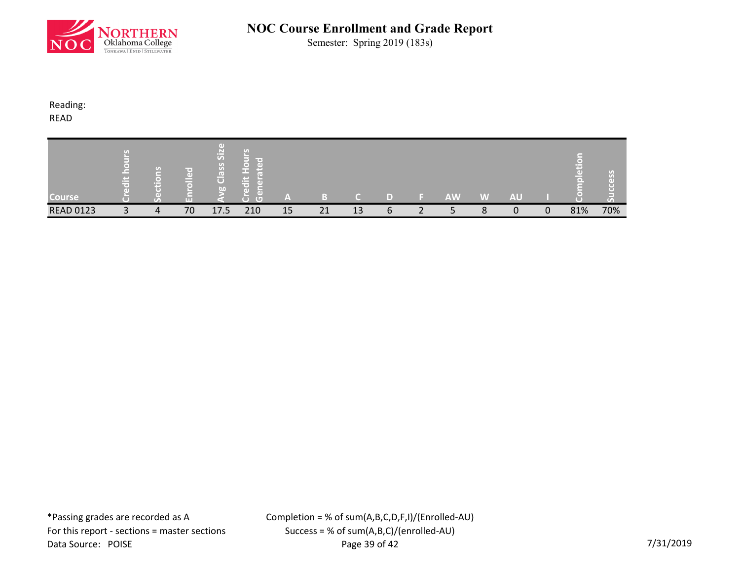# NOC Course Enrollment and Grade Report

Semester: Spring 2019 (183s)

Reading:
READ

| Course | Credit hours | Sections | Enrolled | Avg Class Size | Credit Hours Generated | A | B | C | D | F | AW | W | AU | I | Completion | Success |
|---|---|---|---|---|---|---|---|---|---|---|---|---|---|---|---|---|
| READ 0123 | 3 | 4 | 70 | 17.5 | 210 | 15 | 21 | 13 | 6 | 2 | 5 | 8 | 0 | 0 | 81% | 70% |

*Passing grades are recorded as A
For this report - sections = master sections
Data Source: POISE

Completion = % of sum(A,B,C,D,F,I)/(Enrolled-AU)
Success = % of sum(A,B,C)/(enrolled-AU)

7/31/2019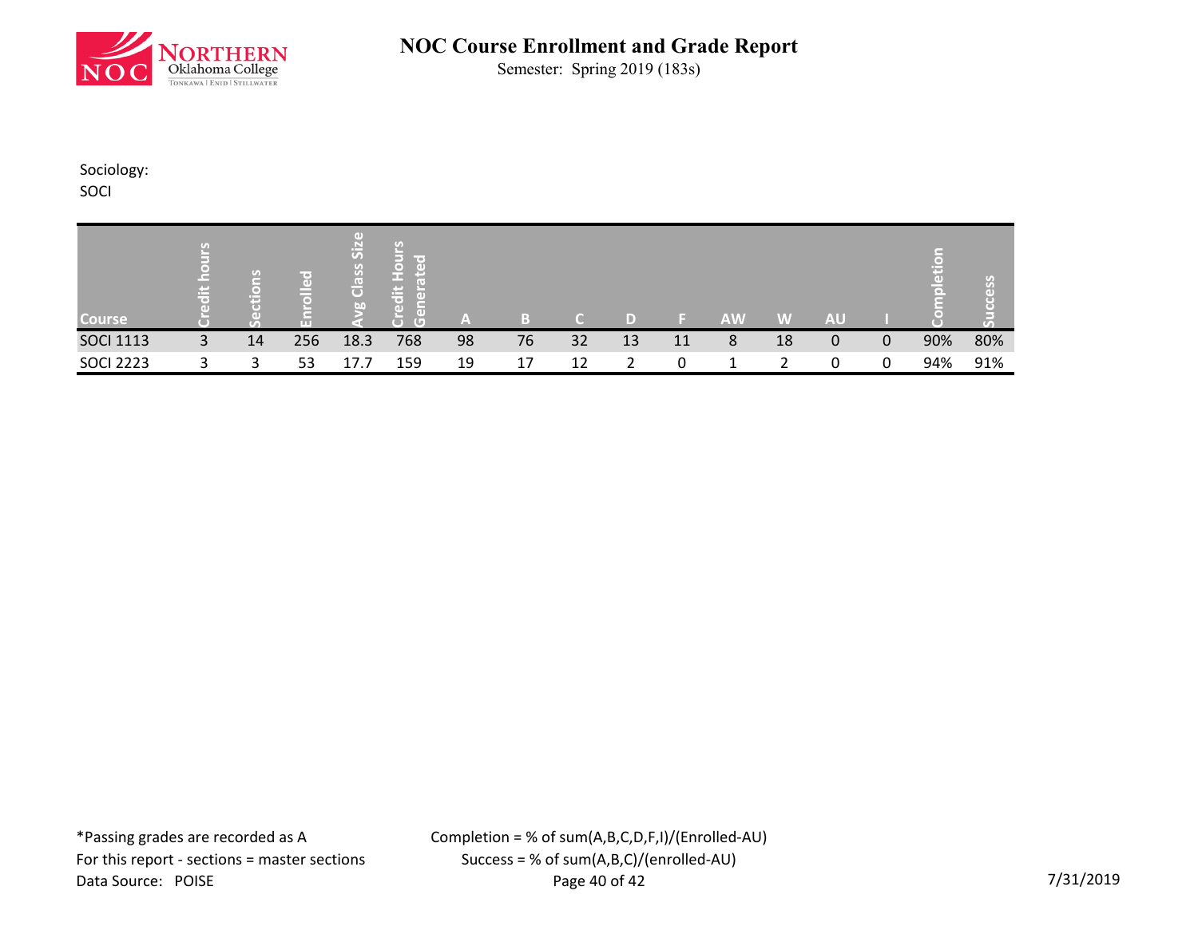# NOC Course Enrollment and Grade Report

Semester: Spring 2019 (183s)

Sociology:
SOCI

| Course | Credit hours | Sections | Enrolled | Avg Class Size | Credit Hours Generated | A | B | C | D | F | AW | W | AU | I | Completion | Success |
|---|---|---|---|---|---|---|---|---|---|---|---|---|---|---|---|---|
| SOCI 1113 | 3 | 14 | 256 | 18.3 | 768 | 98 | 76 | 32 | 13 | 11 | 8 | 18 | 0 | 0 | 90% | 80% |
| SOCI 2223 | 3 | 3 | 53 | 17.7 | 159 | 19 | 17 | 12 | 2 | 0 | 1 | 2 | 0 | 0 | 94% | 91% |

*Passing grades are recorded as A
For this report - sections = master sections
Data Source: POISE

Completion = % of sum(A,B,C,D,F,I)/(Enrolled-AU)
Success = % of sum(A,B,C)/(enrolled-AU)

7/31/2019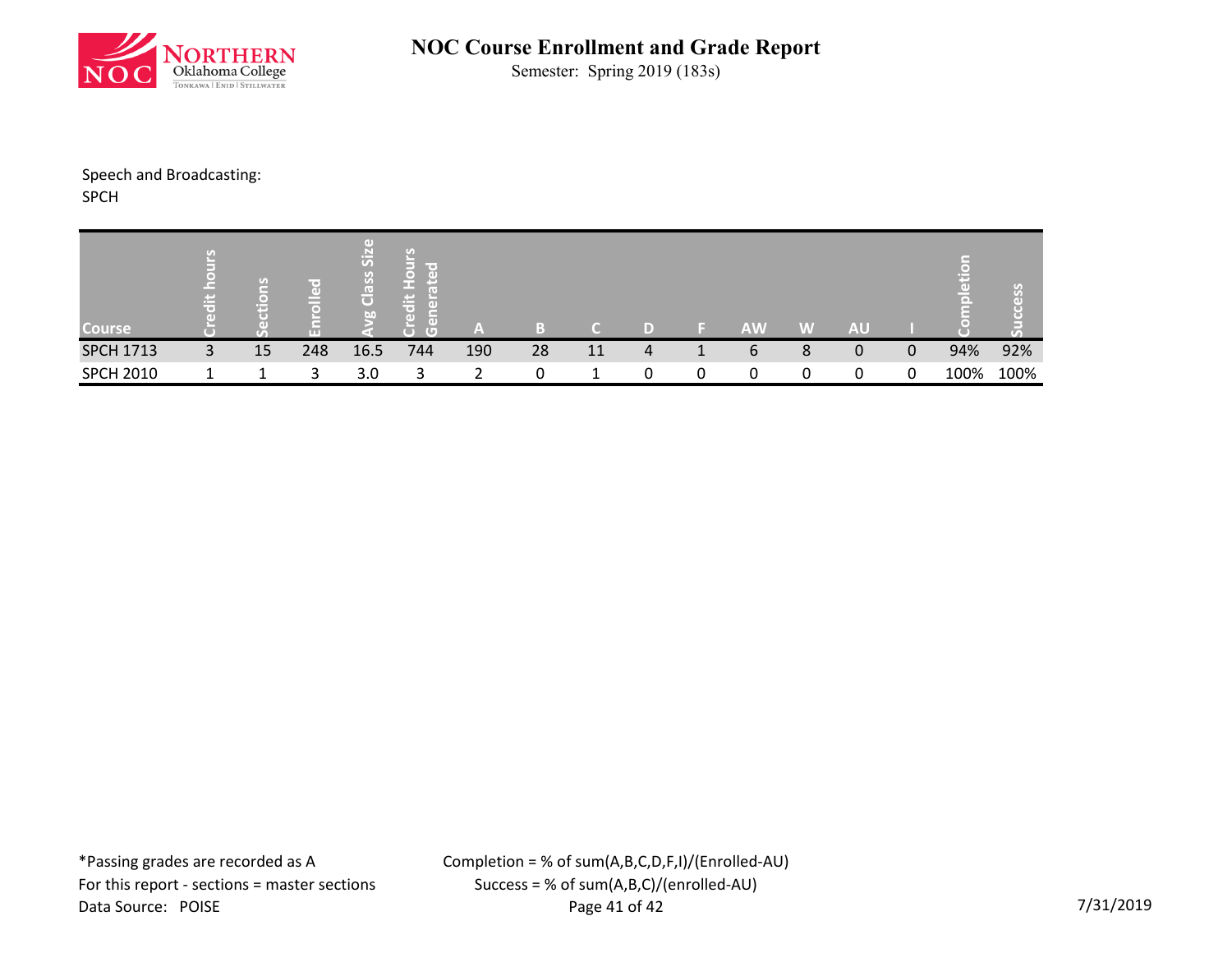# NOC Course Enrollment and Grade Report

Semester: Spring 2019 (183s)

Speech and Broadcasting:
SPCH

| Course | Credit hours | Sections | Enrolled | Avg Class Size | Credit Hours Generated | A | B | C | D | F | AW | W | AU | I | Completion | Success |
|---|---|---|---|---|---|---|---|---|---|---|---|---|---|---|---|---|
| SPCH 1713 | 3 | 15 | 248 | 16.5 | 744 | 190 | 28 | 11 | 4 | 1 | 6 | 8 | 0 | 0 | 94% | 92% |
| SPCH 2010 | 1 | 1 | 3 | 3.0 | 3 | 2 | 0 | 1 | 0 | 0 | 0 | 0 | 0 | 0 | 100% | 100% |

*Passing grades are recorded as A
For this report - sections = master sections
Data Source: POISE

Completion = % of sum(A,B,C,D,F,I)/(Enrolled-AU)
Success = % of sum(A,B,C)/(enrolled-AU)

7/31/2019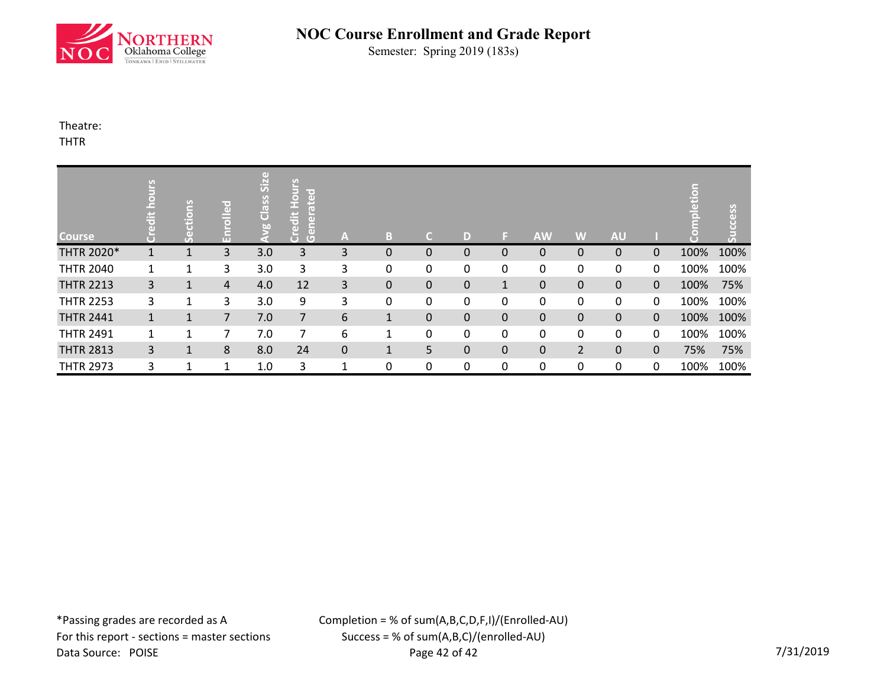# NOC Course Enrollment and Grade Report

Semester: Spring 2019 (183s)

Theatre:

THTR

| Course | Credit hours | Sections | Enrolled | Avg Class Size | Credit Hours Generated | A | B | C | D | F | AW | W | AU | I | Completion | Success |
|---|---|---|---|---|---|---|---|---|---|---|---|---|---|---|---|---|
| THTR 2020* | 1 | 1 | 3 | 3.0 | 3 | 3 | 0 | 0 | 0 | 0 | 0 | 0 | 0 | 0 | 100% | 100% |
| THTR 2040 | 1 | 1 | 3 | 3.0 | 3 | 3 | 0 | 0 | 0 | 0 | 0 | 0 | 0 | 0 | 100% | 100% |
| THTR 2213 | 3 | 1 | 4 | 4.0 | 12 | 3 | 0 | 0 | 0 | 1 | 0 | 0 | 0 | 0 | 100% | 75% |
| THTR 2253 | 3 | 1 | 3 | 3.0 | 9 | 3 | 0 | 0 | 0 | 0 | 0 | 0 | 0 | 0 | 100% | 100% |
| THTR 2441 | 1 | 1 | 7 | 7.0 | 7 | 6 | 1 | 0 | 0 | 0 | 0 | 0 | 0 | 0 | 100% | 100% |
| THTR 2491 | 1 | 1 | 7 | 7.0 | 7 | 6 | 1 | 0 | 0 | 0 | 0 | 0 | 0 | 0 | 100% | 100% |
| THTR 2813 | 3 | 1 | 8 | 8.0 | 24 | 0 | 1 | 5 | 0 | 0 | 0 | 2 | 0 | 0 | 75% | 75% |
| THTR 2973 | 3 | 1 | 1 | 1.0 | 3 | 1 | 0 | 0 | 0 | 0 | 0 | 0 | 0 | 0 | 100% | 100% |

*Passing grades are recorded as A

For this report - sections = master sections

Data Source: POISE

Completion = % of sum(A,B,C,D,F,I)/(Enrolled-AU)

Success = % of sum(A,B,C)/(enrolled-AU)

7/31/2019